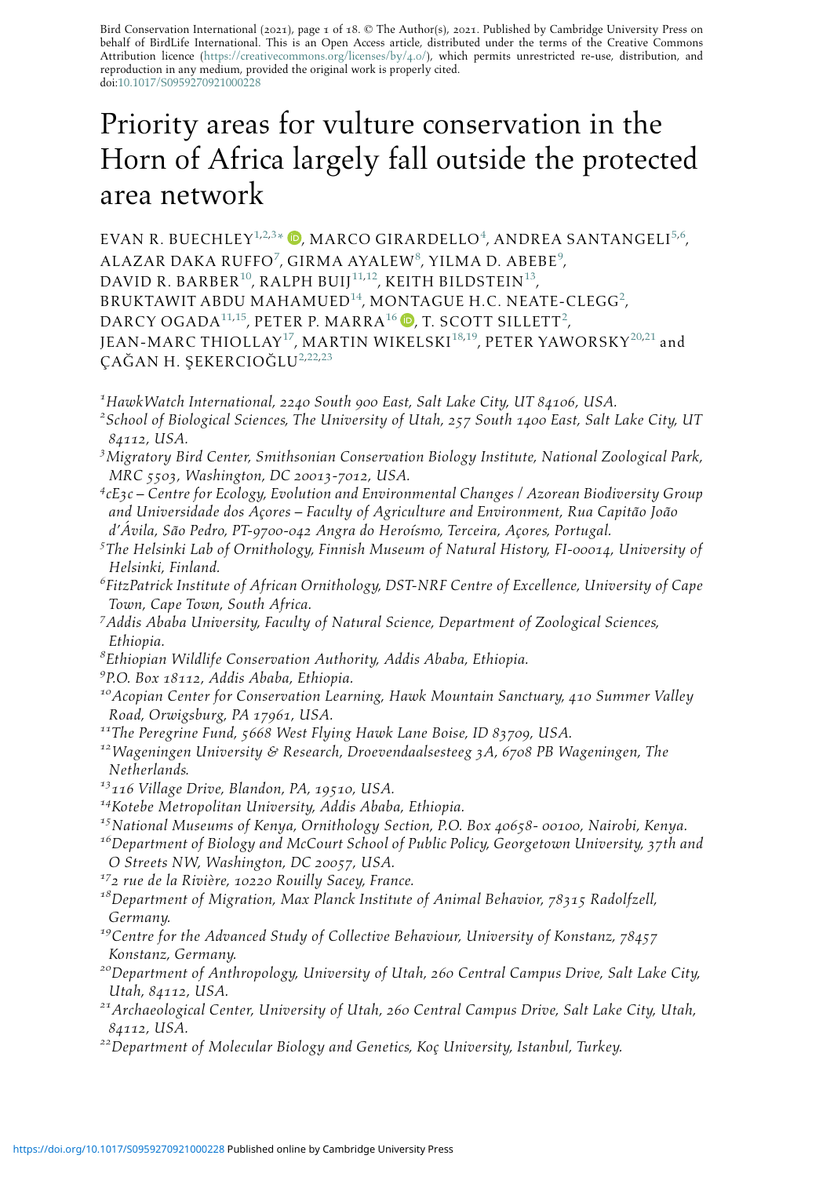Bird Conservation International (2021), page 1 of 18. © The Author(s), 2021. Published by Cambridge University Press on behalf of BirdLife International. This is an Open Access article, distributed under the terms of the Creative Commons Attribution licence (https://creativecommons.org/licenses/by/4.0/), which permits unrestricted re-use, distribution, and reproduction in any medium, provided the original work is properly cited.
doi:10.1017/S0959270921000228

# Priority areas for vulture conservation in the Horn of Africa largely fall outside the protected area network

EVAN R. BUECHLEY[1,2,3*], MARCO GIRARDELLO[4], ANDREA SANTANGELI[5,6], ALAZAR DAKA RUFFO[7], GIRMA AYALEW[8], YILMA D. ABEBE[9], DAVID R. BARBER[10], RALPH BUIJ[11,12], KEITH BILDSTEIN[13], BRUKTAWIT ABDU MAHAMUED[14], MONTAGUE H.C. NEATE-CLEGG[2], DARCY OGADA[11,15], PETER P. MARRA[16], T. SCOTT SILLETT[2], JEAN-MARC THIOLLAY[17], MARTIN WIKELSKI[18,19], PETER YAWORSKY[20,21] and ÇAĞAN H. ŞEKERCIOĞLU[2,22,23]

[1]*HawkWatch International, 2240 South 900 East, Salt Lake City, UT 84106, USA.*
[2]*School of Biological Sciences, The University of Utah, 257 South 1400 East, Salt Lake City, UT 84112, USA.*
[3]*Migratory Bird Center, Smithsonian Conservation Biology Institute, National Zoological Park, MRC 5503, Washington, DC 20013-7012, USA.*
[4]*cE3c – Centre for Ecology, Evolution and Environmental Changes / Azorean Biodiversity Group and Universidade dos Açores – Faculty of Agriculture and Environment, Rua Capitão João d'Ávila, São Pedro, PT-9700-042 Angra do Heroísmo, Terceira, Açores, Portugal.*
[5]*The Helsinki Lab of Ornithology, Finnish Museum of Natural History, FI-00014, University of Helsinki, Finland.*
[6]*FitzPatrick Institute of African Ornithology, DST-NRF Centre of Excellence, University of Cape Town, Cape Town, South Africa.*
[7]*Addis Ababa University, Faculty of Natural Science, Department of Zoological Sciences, Ethiopia.*
[8]*Ethiopian Wildlife Conservation Authority, Addis Ababa, Ethiopia.*
[9]*P.O. Box 18112, Addis Ababa, Ethiopia.*
[10]*Acopian Center for Conservation Learning, Hawk Mountain Sanctuary, 410 Summer Valley Road, Orwigsburg, PA 17961, USA.*
[11]*The Peregrine Fund, 5668 West Flying Hawk Lane Boise, ID 83709, USA.*
[12]*Wageningen University & Research, Droevendaalsesteeg 3A, 6708 PB Wageningen, The Netherlands.*
[13]*116 Village Drive, Blandon, PA, 19510, USA.*
[14]*Kotebe Metropolitan University, Addis Ababa, Ethiopia.*
[15]*National Museums of Kenya, Ornithology Section, P.O. Box 40658- 00100, Nairobi, Kenya.*
[16]*Department of Biology and McCourt School of Public Policy, Georgetown University, 37th and O Streets NW, Washington, DC 20057, USA.*
[17]*2 rue de la Rivière, 10220 Rouilly Sacey, France.*
[18]*Department of Migration, Max Planck Institute of Animal Behavior, 78315 Radolfzell, Germany.*
[19]*Centre for the Advanced Study of Collective Behaviour, University of Konstanz, 78457 Konstanz, Germany.*
[20]*Department of Anthropology, University of Utah, 260 Central Campus Drive, Salt Lake City, Utah, 84112, USA.*
[21]*Archaeological Center, University of Utah, 260 Central Campus Drive, Salt Lake City, Utah, 84112, USA.*
[22]*Department of Molecular Biology and Genetics, Koç University, Istanbul, Turkey.*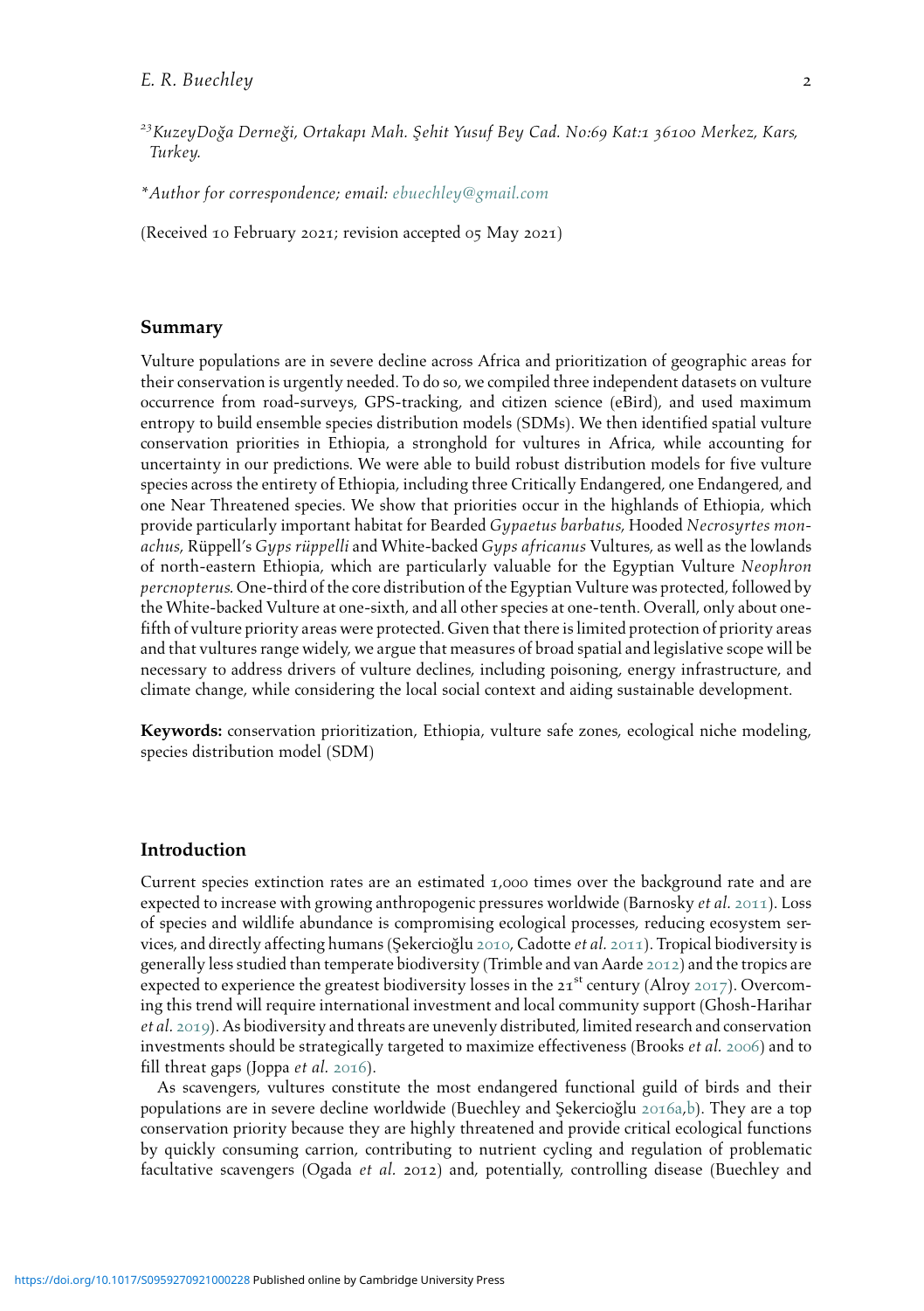[23]KuzeyDoğa Derneği, Ortakapı Mah. Şehit Yusuf Bey Cad. No:69 Kat:1 36100 Merkez, Kars, Turkey.

*Author for correspondence; email: ebuechley@gmail.com

(Received 10 February 2021; revision accepted 05 May 2021)

## Summary

Vulture populations are in severe decline across Africa and prioritization of geographic areas for their conservation is urgently needed. To do so, we compiled three independent datasets on vulture occurrence from road-surveys, GPS-tracking, and citizen science (eBird), and used maximum entropy to build ensemble species distribution models (SDMs). We then identified spatial vulture conservation priorities in Ethiopia, a stronghold for vultures in Africa, while accounting for uncertainty in our predictions. We were able to build robust distribution models for five vulture species across the entirety of Ethiopia, including three Critically Endangered, one Endangered, and one Near Threatened species. We show that priorities occur in the highlands of Ethiopia, which provide particularly important habitat for Bearded *Gypaetus barbatus*, Hooded *Necrosyrtes monachus*, Rüppell's *Gyps rüppelli* and White-backed *Gyps africanus* Vultures, as well as the lowlands of north-eastern Ethiopia, which are particularly valuable for the Egyptian Vulture *Neophron percnopterus*. One-third of the core distribution of the Egyptian Vulture was protected, followed by the White-backed Vulture at one-sixth, and all other species at one-tenth. Overall, only about one-fifth of vulture priority areas were protected. Given that there is limited protection of priority areas and that vultures range widely, we argue that measures of broad spatial and legislative scope will be necessary to address drivers of vulture declines, including poisoning, energy infrastructure, and climate change, while considering the local social context and aiding sustainable development.

**Keywords:** conservation prioritization, Ethiopia, vulture safe zones, ecological niche modeling, species distribution model (SDM)

## Introduction

Current species extinction rates are an estimated 1,000 times over the background rate and are expected to increase with growing anthropogenic pressures worldwide (Barnosky *et al.* 2011). Loss of species and wildlife abundance is compromising ecological processes, reducing ecosystem services, and directly affecting humans (Şekercioğlu 2010, Cadotte *et al.* 2011). Tropical biodiversity is generally less studied than temperate biodiversity (Trimble and van Aarde 2012) and the tropics are expected to experience the greatest biodiversity losses in the 21[st] century (Alroy 2017). Overcoming this trend will require international investment and local community support (Ghosh-Harihar *et al.* 2019). As biodiversity and threats are unevenly distributed, limited research and conservation investments should be strategically targeted to maximize effectiveness (Brooks *et al.* 2006) and to fill threat gaps (Joppa *et al.* 2016).

As scavengers, vultures constitute the most endangered functional guild of birds and their populations are in severe decline worldwide (Buechley and Şekercioğlu 2016a,b). They are a top conservation priority because they are highly threatened and provide critical ecological functions by quickly consuming carrion, contributing to nutrient cycling and regulation of problematic facultative scavengers (Ogada *et al.* 2012) and, potentially, controlling disease (Buechley and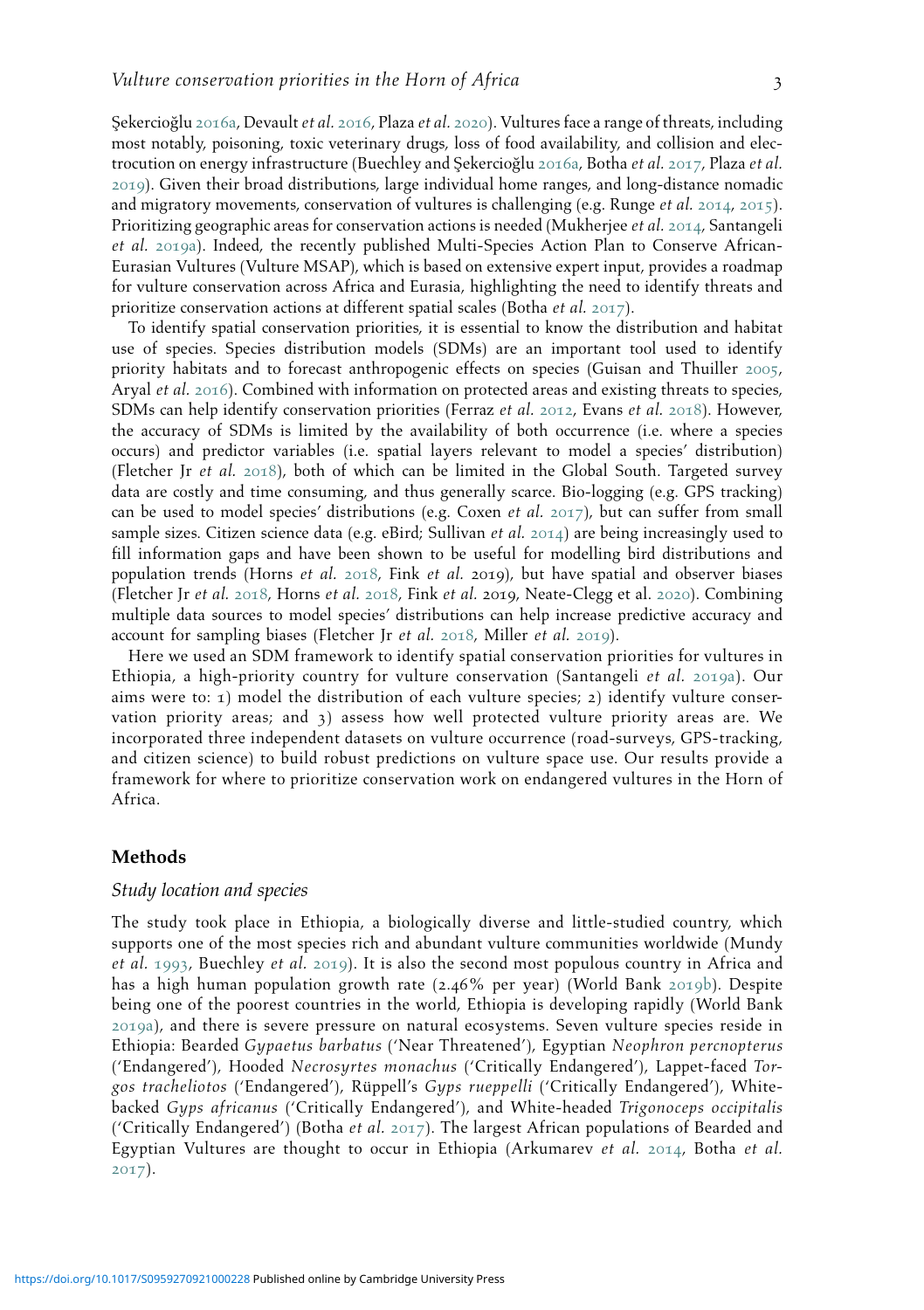Şekercioğlu 2016a, Devault *et al.* 2016, Plaza *et al.* 2020). Vultures face a range of threats, including most notably, poisoning, toxic veterinary drugs, loss of food availability, and collision and electrocution on energy infrastructure (Buechley and Şekercioğlu 2016a, Botha *et al.* 2017, Plaza *et al.* 2019). Given their broad distributions, large individual home ranges, and long-distance nomadic and migratory movements, conservation of vultures is challenging (e.g. Runge *et al.* 2014, 2015). Prioritizing geographic areas for conservation actions is needed (Mukherjee *et al.* 2014, Santangeli *et al.* 2019a). Indeed, the recently published Multi-Species Action Plan to Conserve African-Eurasian Vultures (Vulture MSAP), which is based on extensive expert input, provides a roadmap for vulture conservation across Africa and Eurasia, highlighting the need to identify threats and prioritize conservation actions at different spatial scales (Botha *et al.* 2017).

To identify spatial conservation priorities, it is essential to know the distribution and habitat use of species. Species distribution models (SDMs) are an important tool used to identify priority habitats and to forecast anthropogenic effects on species (Guisan and Thuiller 2005, Aryal *et al.* 2016). Combined with information on protected areas and existing threats to species, SDMs can help identify conservation priorities (Ferraz *et al.* 2012, Evans *et al.* 2018). However, the accuracy of SDMs is limited by the availability of both occurrence (i.e. where a species occurs) and predictor variables (i.e. spatial layers relevant to model a species' distribution) (Fletcher Jr *et al.* 2018), both of which can be limited in the Global South. Targeted survey data are costly and time consuming, and thus generally scarce. Bio-logging (e.g. GPS tracking) can be used to model species' distributions (e.g. Coxen *et al.* 2017), but can suffer from small sample sizes. Citizen science data (e.g. eBird; Sullivan *et al.* 2014) are being increasingly used to fill information gaps and have been shown to be useful for modelling bird distributions and population trends (Horns *et al.* 2018, Fink *et al.* 2019), but have spatial and observer biases (Fletcher Jr *et al.* 2018, Horns *et al.* 2018, Fink *et al.* 2019, Neate-Clegg et al. 2020). Combining multiple data sources to model species' distributions can help increase predictive accuracy and account for sampling biases (Fletcher Jr *et al.* 2018, Miller *et al.* 2019).

Here we used an SDM framework to identify spatial conservation priorities for vultures in Ethiopia, a high-priority country for vulture conservation (Santangeli *et al.* 2019a). Our aims were to: 1) model the distribution of each vulture species; 2) identify vulture conservation priority areas; and 3) assess how well protected vulture priority areas are. We incorporated three independent datasets on vulture occurrence (road-surveys, GPS-tracking, and citizen science) to build robust predictions on vulture space use. Our results provide a framework for where to prioritize conservation work on endangered vultures in the Horn of Africa.

## Methods

### *Study location and species*

The study took place in Ethiopia, a biologically diverse and little-studied country, which supports one of the most species rich and abundant vulture communities worldwide (Mundy *et al.* 1993, Buechley *et al.* 2019). It is also the second most populous country in Africa and has a high human population growth rate (2.46% per year) (World Bank 2019b). Despite being one of the poorest countries in the world, Ethiopia is developing rapidly (World Bank 2019a), and there is severe pressure on natural ecosystems. Seven vulture species reside in Ethiopia: Bearded *Gypaetus barbatus* ('Near Threatened'), Egyptian *Neophron percnopterus* ('Endangered'), Hooded *Necrosyrtes monachus* ('Critically Endangered'), Lappet-faced *Torgos tracheliotos* ('Endangered'), Rüppell's *Gyps rueppelli* ('Critically Endangered'), White-backed *Gyps africanus* ('Critically Endangered'), and White-headed *Trigonoceps occipitalis* ('Critically Endangered') (Botha *et al.* 2017). The largest African populations of Bearded and Egyptian Vultures are thought to occur in Ethiopia (Arkumarev *et al.* 2014, Botha *et al.* 2017).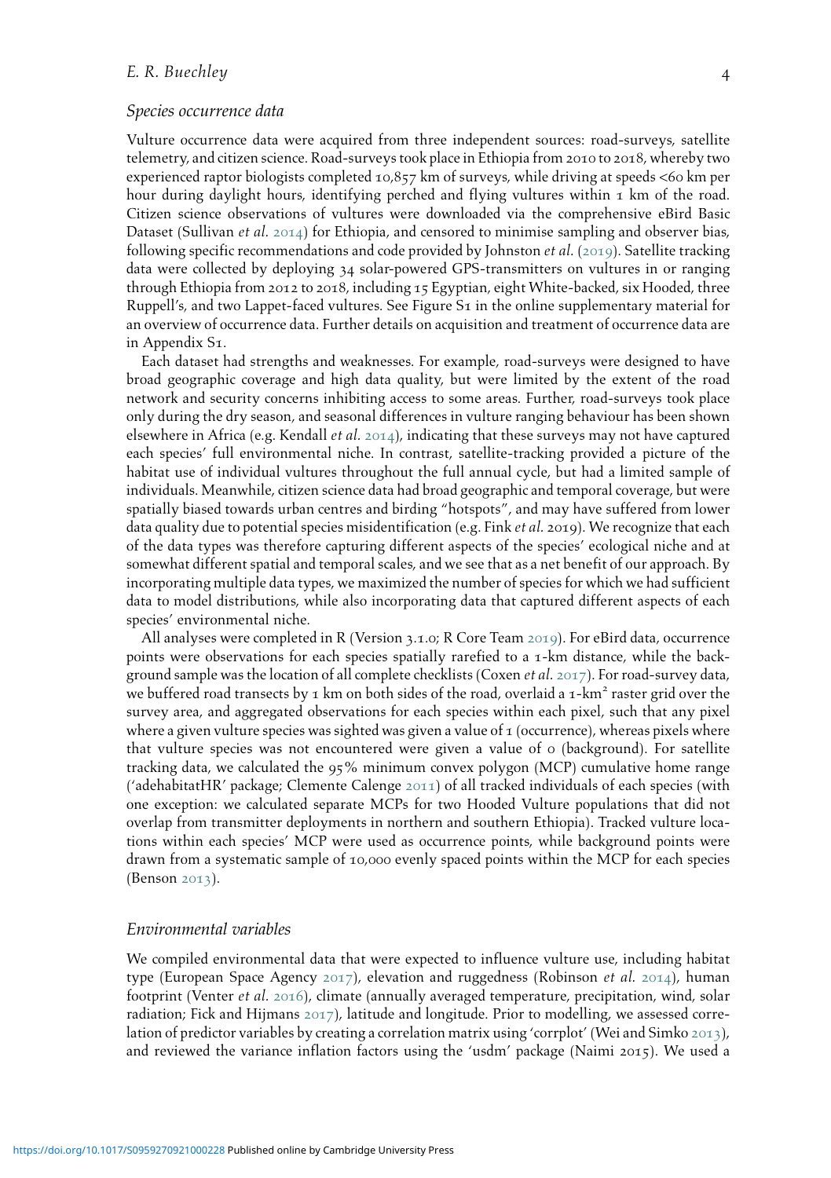### *Species occurrence data*

Vulture occurrence data were acquired from three independent sources: road-surveys, satellite telemetry, and citizen science. Road-surveys took place in Ethiopia from 2010 to 2018, whereby two experienced raptor biologists completed 10,857 km of surveys, while driving at speeds <60 km per hour during daylight hours, identifying perched and flying vultures within 1 km of the road. Citizen science observations of vultures were downloaded via the comprehensive eBird Basic Dataset (Sullivan *et al.* 2014) for Ethiopia, and censored to minimise sampling and observer bias, following specific recommendations and code provided by Johnston *et al.* (2019). Satellite tracking data were collected by deploying 34 solar-powered GPS-transmitters on vultures in or ranging through Ethiopia from 2012 to 2018, including 15 Egyptian, eight White-backed, six Hooded, three Ruppell's, and two Lappet-faced vultures. See Figure S1 in the online supplementary material for an overview of occurrence data. Further details on acquisition and treatment of occurrence data are in Appendix S1.

Each dataset had strengths and weaknesses. For example, road-surveys were designed to have broad geographic coverage and high data quality, but were limited by the extent of the road network and security concerns inhibiting access to some areas. Further, road-surveys took place only during the dry season, and seasonal differences in vulture ranging behaviour has been shown elsewhere in Africa (e.g. Kendall *et al.* 2014), indicating that these surveys may not have captured each species' full environmental niche. In contrast, satellite-tracking provided a picture of the habitat use of individual vultures throughout the full annual cycle, but had a limited sample of individuals. Meanwhile, citizen science data had broad geographic and temporal coverage, but were spatially biased towards urban centres and birding "hotspots", and may have suffered from lower data quality due to potential species misidentification (e.g. Fink *et al.* 2019). We recognize that each of the data types was therefore capturing different aspects of the species' ecological niche and at somewhat different spatial and temporal scales, and we see that as a net benefit of our approach. By incorporating multiple data types, we maximized the number of species for which we had sufficient data to model distributions, while also incorporating data that captured different aspects of each species' environmental niche.

All analyses were completed in R (Version 3.1.0; R Core Team 2019). For eBird data, occurrence points were observations for each species spatially rarefied to a 1-km distance, while the background sample was the location of all complete checklists (Coxen *et al.* 2017). For road-survey data, we buffered road transects by 1 km on both sides of the road, overlaid a 1-km$^2$ raster grid over the survey area, and aggregated observations for each species within each pixel, such that any pixel where a given vulture species was sighted was given a value of 1 (occurrence), whereas pixels where that vulture species was not encountered were given a value of 0 (background). For satellite tracking data, we calculated the 95% minimum convex polygon (MCP) cumulative home range ('adehabitatHR' package; Clemente Calenge 2011) of all tracked individuals of each species (with one exception: we calculated separate MCPs for two Hooded Vulture populations that did not overlap from transmitter deployments in northern and southern Ethiopia). Tracked vulture locations within each species' MCP were used as occurrence points, while background points were drawn from a systematic sample of 10,000 evenly spaced points within the MCP for each species (Benson 2013).

### *Environmental variables*

We compiled environmental data that were expected to influence vulture use, including habitat type (European Space Agency 2017), elevation and ruggedness (Robinson *et al.* 2014), human footprint (Venter *et al.* 2016), climate (annually averaged temperature, precipitation, wind, solar radiation; Fick and Hijmans 2017), latitude and longitude. Prior to modelling, we assessed correlation of predictor variables by creating a correlation matrix using 'corrplot' (Wei and Simko 2013), and reviewed the variance inflation factors using the 'usdm' package (Naimi 2015). We used a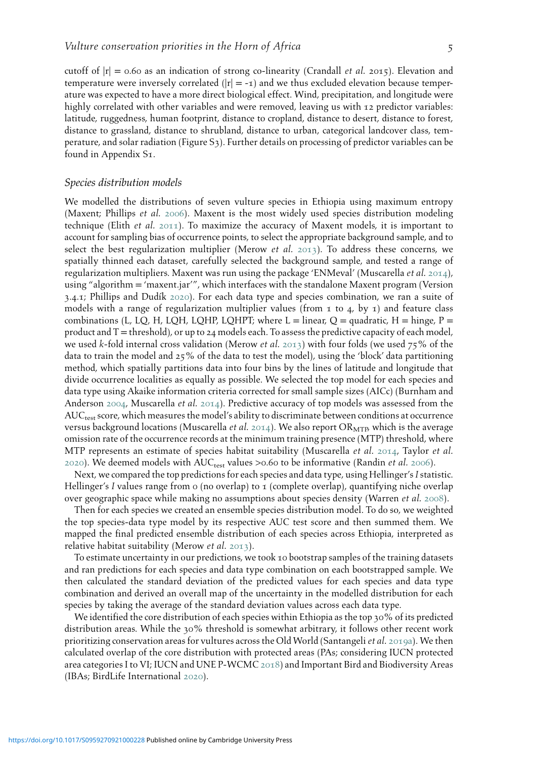cutoff of $|r| = 0.60$ as an indication of strong co-linearity (Crandall *et al.* 2015). Elevation and temperature were inversely correlated ($|r| = -1$) and we thus excluded elevation because temperature was expected to have a more direct biological effect. Wind, precipitation, and longitude were highly correlated with other variables and were removed, leaving us with 12 predictor variables: latitude, ruggedness, human footprint, distance to cropland, distance to desert, distance to forest, distance to grassland, distance to shrubland, distance to urban, categorical landcover class, temperature, and solar radiation (Figure S3). Further details on processing of predictor variables can be found in Appendix S1.

### *Species distribution models*

We modelled the distributions of seven vulture species in Ethiopia using maximum entropy (Maxent; Phillips *et al.* 2006). Maxent is the most widely used species distribution modeling technique (Elith *et al.* 2011). To maximize the accuracy of Maxent models, it is important to account for sampling bias of occurrence points, to select the appropriate background sample, and to select the best regularization multiplier (Merow *et al.* 2013). To address these concerns, we spatially thinned each dataset, carefully selected the background sample, and tested a range of regularization multipliers. Maxent was run using the package 'ENMeval' (Muscarella *et al.* 2014), using "algorithm = 'maxent.jar'", which interfaces with the standalone Maxent program (Version 3.4.1; Phillips and Dudík 2020). For each data type and species combination, we ran a suite of models with a range of regularization multiplier values (from 1 to 4, by 1) and feature class combinations (L, LQ, H, LQH, LQHP, LQHPT; where L = linear, Q = quadratic, H = hinge, P = product and T = threshold), or up to 24 models each. To assess the predictive capacity of each model, we used *k*-fold internal cross validation (Merow *et al.* 2013) with four folds (we used 75% of the data to train the model and 25% of the data to test the model), using the 'block' data partitioning method, which spatially partitions data into four bins by the lines of latitude and longitude that divide occurrence localities as equally as possible. We selected the top model for each species and data type using Akaike information criteria corrected for small sample sizes (AICc) (Burnham and Anderson 2004, Muscarella *et al.* 2014). Predictive accuracy of top models was assessed from the $AUC_{test}$ score, which measures the model's ability to discriminate between conditions at occurrence versus background locations (Muscarella *et al.* 2014). We also report $OR_{MTP}$, which is the average omission rate of the occurrence records at the minimum training presence (MTP) threshold, where MTP represents an estimate of species habitat suitability (Muscarella *et al.* 2014, Taylor *et al.* 2020). We deemed models with $AUC_{test}$ values >0.60 to be informative (Randin *et al.* 2006).

Next, we compared the top predictions for each species and data type, using Hellinger's *I* statistic. Hellinger's *I* values range from 0 (no overlap) to 1 (complete overlap), quantifying niche overlap over geographic space while making no assumptions about species density (Warren *et al.* 2008).

Then for each species we created an ensemble species distribution model. To do so, we weighted the top species-data type model by its respective AUC test score and then summed them. We mapped the final predicted ensemble distribution of each species across Ethiopia, interpreted as relative habitat suitability (Merow *et al.* 2013).

To estimate uncertainty in our predictions, we took 10 bootstrap samples of the training datasets and ran predictions for each species and data type combination on each bootstrapped sample. We then calculated the standard deviation of the predicted values for each species and data type combination and derived an overall map of the uncertainty in the modelled distribution for each species by taking the average of the standard deviation values across each data type.

We identified the core distribution of each species within Ethiopia as the top 30% of its predicted distribution areas. While the 30% threshold is somewhat arbitrary, it follows other recent work prioritizing conservation areas for vultures across the Old World (Santangeli *et al.* 2019a). We then calculated overlap of the core distribution with protected areas (PAs; considering IUCN protected area categories I to VI; IUCN and UNE P-WCMC 2018) and Important Bird and Biodiversity Areas (IBAs; BirdLife International 2020).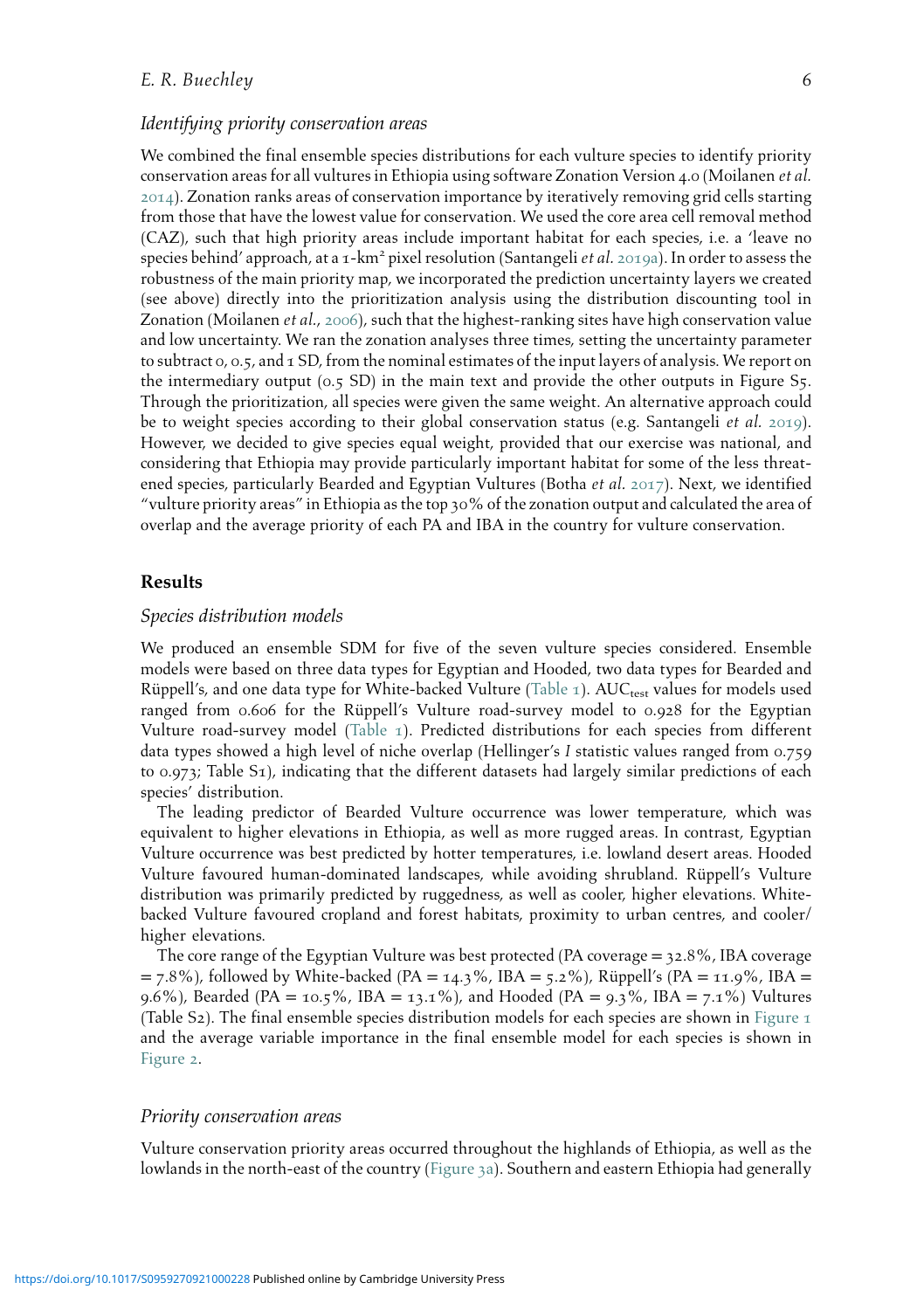### *Identifying priority conservation areas*

We combined the final ensemble species distributions for each vulture species to identify priority conservation areas for all vultures in Ethiopia using software Zonation Version 4.0 (Moilanen *et al.* 2014). Zonation ranks areas of conservation importance by iteratively removing grid cells starting from those that have the lowest value for conservation. We used the core area cell removal method (CAZ), such that high priority areas include important habitat for each species, i.e. a 'leave no species behind' approach, at a 1-km² pixel resolution (Santangeli *et al.* 2019a). In order to assess the robustness of the main priority map, we incorporated the prediction uncertainty layers we created (see above) directly into the prioritization analysis using the distribution discounting tool in Zonation (Moilanen *et al.*, 2006), such that the highest-ranking sites have high conservation value and low uncertainty. We ran the zonation analyses three times, setting the uncertainty parameter to subtract 0, 0.5, and 1 SD, from the nominal estimates of the input layers of analysis. We report on the intermediary output (0.5 SD) in the main text and provide the other outputs in Figure S5. Through the prioritization, all species were given the same weight. An alternative approach could be to weight species according to their global conservation status (e.g. Santangeli *et al.* 2019). However, we decided to give species equal weight, provided that our exercise was national, and considering that Ethiopia may provide particularly important habitat for some of the less threatened species, particularly Bearded and Egyptian Vultures (Botha *et al.* 2017). Next, we identified "vulture priority areas" in Ethiopia as the top 30% of the zonation output and calculated the area of overlap and the average priority of each PA and IBA in the country for vulture conservation.

## Results

### *Species distribution models*

We produced an ensemble SDM for five of the seven vulture species considered. Ensemble models were based on three data types for Egyptian and Hooded, two data types for Bearded and Rüppell's, and one data type for White-backed Vulture (Table 1). $AUC_{test}$ values for models used ranged from 0.606 for the Rüppell's Vulture road-survey model to 0.928 for the Egyptian Vulture road-survey model (Table 1). Predicted distributions for each species from different data types showed a high level of niche overlap (Hellinger's *I* statistic values ranged from 0.759 to 0.973; Table S1), indicating that the different datasets had largely similar predictions of each species' distribution.

The leading predictor of Bearded Vulture occurrence was lower temperature, which was equivalent to higher elevations in Ethiopia, as well as more rugged areas. In contrast, Egyptian Vulture occurrence was best predicted by hotter temperatures, i.e. lowland desert areas. Hooded Vulture favoured human-dominated landscapes, while avoiding shrubland. Rüppell's Vulture distribution was primarily predicted by ruggedness, as well as cooler, higher elevations. White-backed Vulture favoured cropland and forest habitats, proximity to urban centres, and cooler/higher elevations.

The core range of the Egyptian Vulture was best protected (PA coverage = 32.8%, IBA coverage = 7.8%), followed by White-backed (PA = 14.3%, IBA = 5.2%), Rüppell's (PA = 11.9%, IBA = 9.6%), Bearded (PA = 10.5%, IBA = 13.1%), and Hooded (PA = 9.3%, IBA = 7.1%) Vultures (Table S2). The final ensemble species distribution models for each species are shown in Figure 1 and the average variable importance in the final ensemble model for each species is shown in Figure 2.

### *Priority conservation areas*

Vulture conservation priority areas occurred throughout the highlands of Ethiopia, as well as the lowlands in the north-east of the country (Figure 3a). Southern and eastern Ethiopia had generally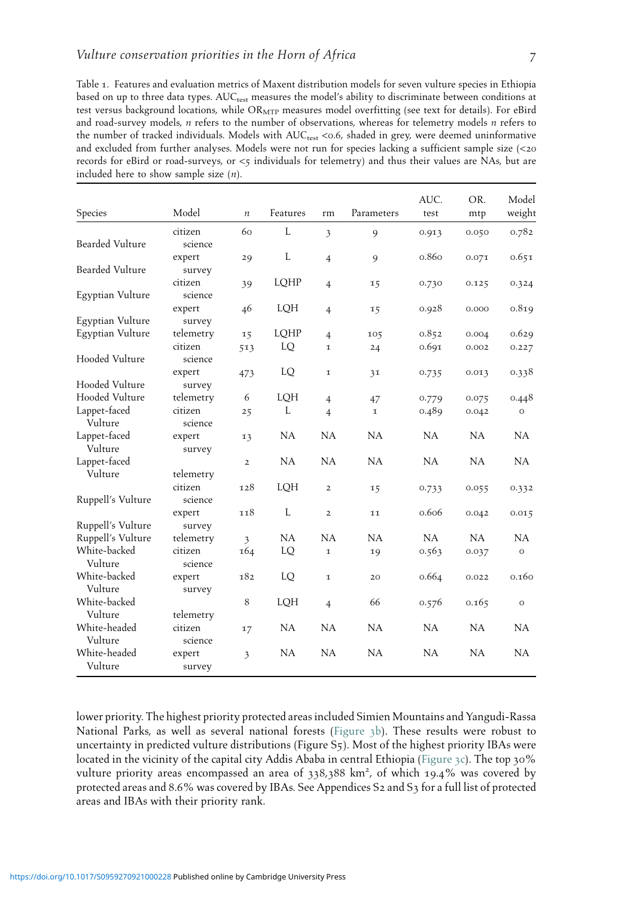Table 1. Features and evaluation metrics of Maxent distribution models for seven vulture species in Ethiopia based on up to three data types. $AUC_{test}$ measures the model's ability to discriminate between conditions at test versus background locations, while $OR_{MTP}$ measures model overfitting (see text for details). For eBird and road-survey models, *n* refers to the number of observations, whereas for telemetry models *n* refers to the number of tracked individuals. Models with $AUC_{test}$ <0.6, shaded in grey, were deemed uninformative and excluded from further analyses. Models were not run for species lacking a sufficient sample size (<20 records for eBird or road-surveys, or <5 individuals for telemetry) and thus their values are NAs, but are included here to show sample size (*n*).

| Species | Model | *n* | Features | rm | Parameters | AUC. test | OR. mtp | Model weight |
|---|---|---|---|---|---|---|---|---|
| Bearded Vulture | citizen science | 60 | L | 3 | 9 | 0.913 | 0.050 | 0.782 |
| Bearded Vulture | expert survey | 29 | L | 4 | 9 | 0.860 | 0.071 | 0.651 |
| Egyptian Vulture | citizen science | 39 | LQHP | 4 | 15 | 0.730 | 0.125 | 0.324 |
| Egyptian Vulture | expert survey | 46 | LQH | 4 | 15 | 0.928 | 0.000 | 0.819 |
| Egyptian Vulture | telemetry | 15 | LQHP | 4 | 105 | 0.852 | 0.004 | 0.629 |
| Hooded Vulture | citizen science | 513 | LQ | 1 | 24 | 0.691 | 0.002 | 0.227 |
| Hooded Vulture | expert survey | 473 | LQ | 1 | 31 | 0.735 | 0.013 | 0.338 |
| Hooded Vulture | telemetry | 6 | LQH | 4 | 47 | 0.779 | 0.075 | 0.448 |
| Lappet-faced Vulture | citizen science | 25 | L | 4 | 1 | 0.489 | 0.042 | 0 |
| Lappet-faced Vulture | expert survey | 13 | NA | NA | NA | NA | NA | NA |
| Lappet-faced Vulture | telemetry | 2 | NA | NA | NA | NA | NA | NA |
| Ruppell's Vulture | citizen science | 128 | LQH | 2 | 15 | 0.733 | 0.055 | 0.332 |
| Ruppell's Vulture | expert survey | 118 | L | 2 | 11 | 0.606 | 0.042 | 0.015 |
| Ruppell's Vulture | telemetry | 3 | NA | NA | NA | NA | NA | NA |
| White-backed Vulture | citizen science | 164 | LQ | 1 | 19 | 0.563 | 0.037 | 0 |
| White-backed Vulture | expert survey | 182 | LQ | 1 | 20 | 0.664 | 0.022 | 0.160 |
| White-backed Vulture | telemetry | 8 | LQH | 4 | 66 | 0.576 | 0.165 | 0 |
| White-headed Vulture | citizen science | 17 | NA | NA | NA | NA | NA | NA |
| White-headed Vulture | expert survey | 3 | NA | NA | NA | NA | NA | NA |

lower priority. The highest priority protected areas included Simien Mountains and Yangudi-Rassa National Parks, as well as several national forests (Figure 3b). These results were robust to uncertainty in predicted vulture distributions (Figure S5). Most of the highest priority IBAs were located in the vicinity of the capital city Addis Ababa in central Ethiopia (Figure 3c). The top 30% vulture priority areas encompassed an area of 338,388 km², of which 19.4% was covered by protected areas and 8.6% was covered by IBAs. See Appendices S2 and S3 for a full list of protected areas and IBAs with their priority rank.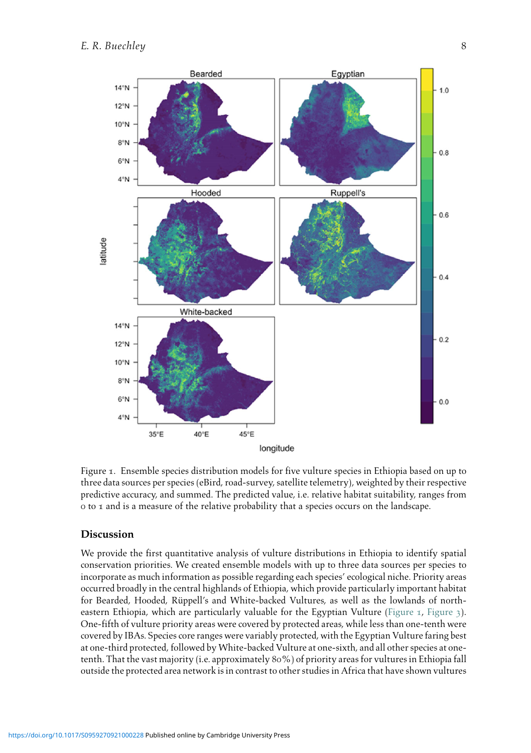Figure 1. Ensemble species distribution models for five vulture species in Ethiopia based on up to three data sources per species (eBird, road-survey, satellite telemetry), weighted by their respective predictive accuracy, and summed. The predicted value, i.e. relative habitat suitability, ranges from 0 to 1 and is a measure of the relative probability that a species occurs on the landscape.

## Discussion

We provide the first quantitative analysis of vulture distributions in Ethiopia to identify spatial conservation priorities. We created ensemble models with up to three data sources per species to incorporate as much information as possible regarding each species' ecological niche. Priority areas occurred broadly in the central highlands of Ethiopia, which provide particularly important habitat for Bearded, Hooded, Rüppell's and White-backed Vultures, as well as the lowlands of north-eastern Ethiopia, which are particularly valuable for the Egyptian Vulture (Figure 1, Figure 3). One-fifth of vulture priority areas were covered by protected areas, while less than one-tenth were covered by IBAs. Species core ranges were variably protected, with the Egyptian Vulture faring best at one-third protected, followed by White-backed Vulture at one-sixth, and all other species at one-tenth. That the vast majority (i.e. approximately 80%) of priority areas for vultures in Ethiopia fall outside the protected area network is in contrast to other studies in Africa that have shown vultures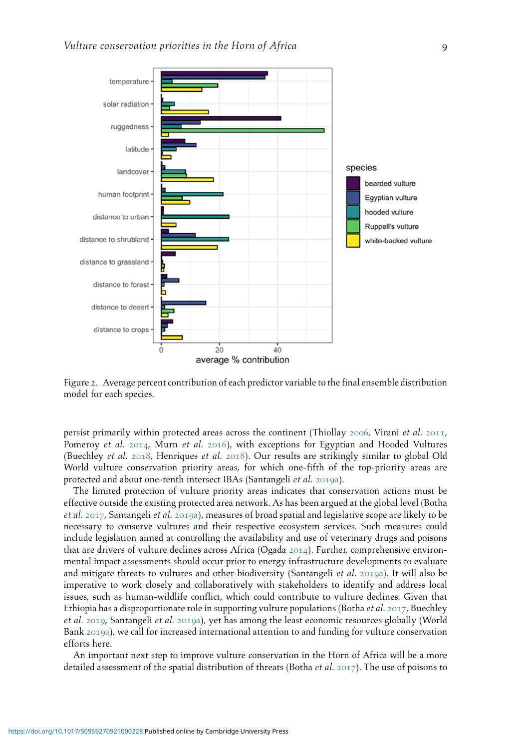Figure 2. Average percent contribution of each predictor variable to the final ensemble distribution model for each species.

persist primarily within protected areas across the continent (Thiollay 2006, Virani *et al.* 2011, Pomeroy *et al.* 2014, Murn *et al.* 2016), with exceptions for Egyptian and Hooded Vultures (Buechley *et al.* 2018, Henriques *et al.* 2018). Our results are strikingly similar to global Old World vulture conservation priority areas, for which one-fifth of the top-priority areas are protected and about one-tenth intersect IBAs (Santangeli *et al.* 2019a).

The limited protection of vulture priority areas indicates that conservation actions must be effective outside the existing protected area network. As has been argued at the global level (Botha *et al.* 2017, Santangeli *et al.* 2019a), measures of broad spatial and legislative scope are likely to be necessary to conserve vultures and their respective ecosystem services. Such measures could include legislation aimed at controlling the availability and use of veterinary drugs and poisons that are drivers of vulture declines across Africa (Ogada 2014). Further, comprehensive environmental impact assessments should occur prior to energy infrastructure developments to evaluate and mitigate threats to vultures and other biodiversity (Santangeli *et al.* 2019a). It will also be imperative to work closely and collaboratively with stakeholders to identify and address local issues, such as human-wildlife conflict, which could contribute to vulture declines. Given that Ethiopia has a disproportionate role in supporting vulture populations (Botha *et al.* 2017, Buechley *et al.* 2019, Santangeli *et al.* 2019a), yet has among the least economic resources globally (World Bank 2019a), we call for increased international attention to and funding for vulture conservation efforts here.

An important next step to improve vulture conservation in the Horn of Africa will be a more detailed assessment of the spatial distribution of threats (Botha *et al.* 2017). The use of poisons to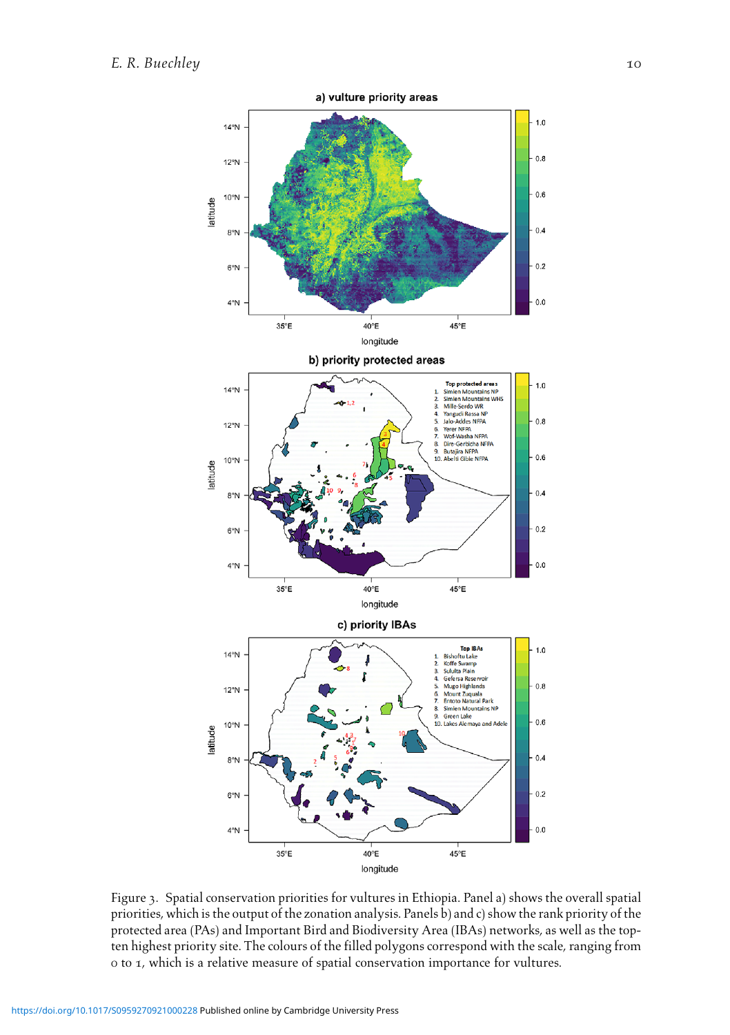Figure 3. Spatial conservation priorities for vultures in Ethiopia. Panel a) shows the overall spatial priorities, which is the output of the zonation analysis. Panels b) and c) show the rank priority of the protected area (PAs) and Important Bird and Biodiversity Area (IBAs) networks, as well as the top-ten highest priority site. The colours of the filled polygons correspond with the scale, ranging from 0 to 1, which is a relative measure of spatial conservation importance for vultures.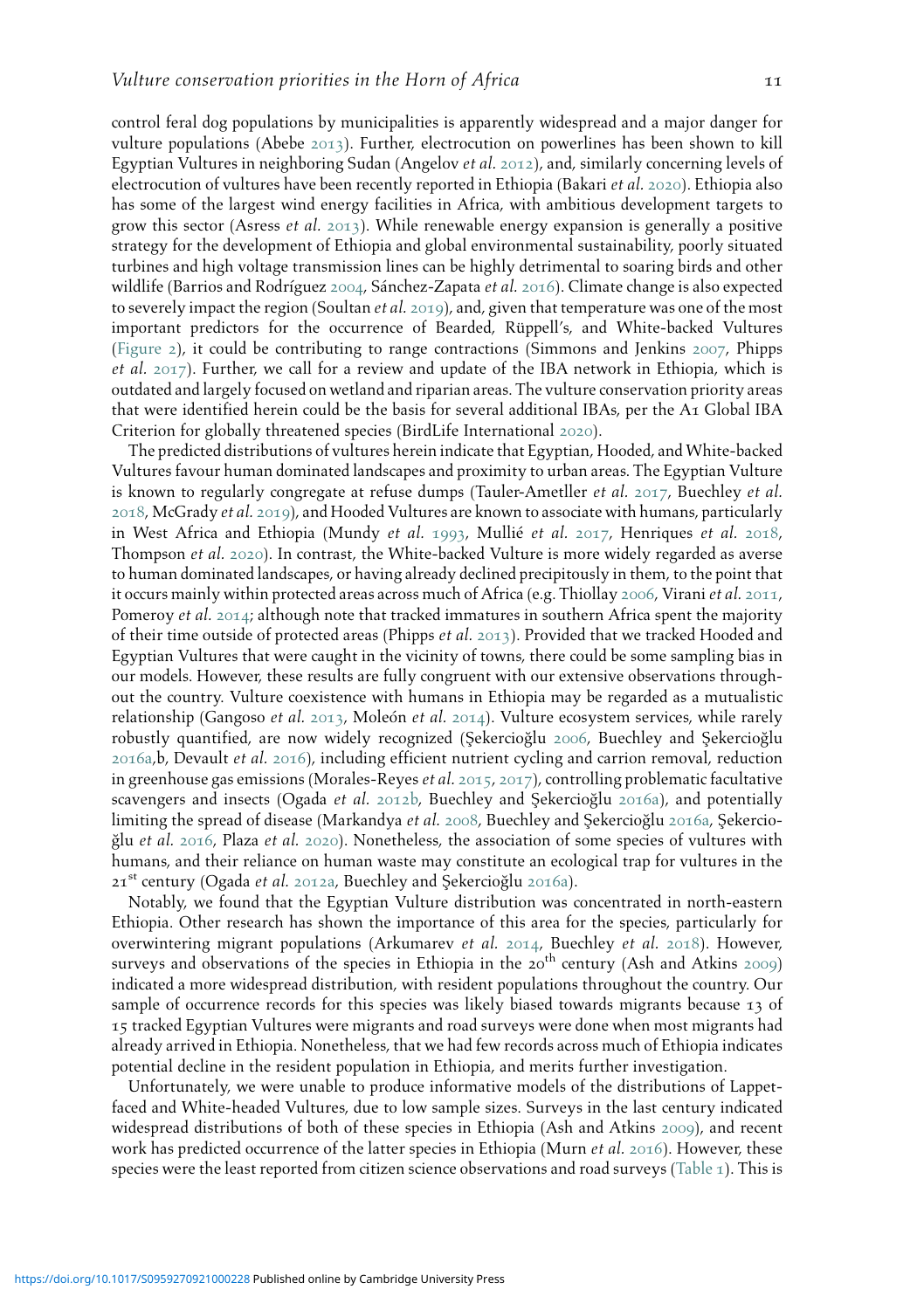control feral dog populations by municipalities is apparently widespread and a major danger for vulture populations (Abebe 2013). Further, electrocution on powerlines has been shown to kill Egyptian Vultures in neighboring Sudan (Angelov *et al.* 2012), and, similarly concerning levels of electrocution of vultures have been recently reported in Ethiopia (Bakari *et al.* 2020). Ethiopia also has some of the largest wind energy facilities in Africa, with ambitious development targets to grow this sector (Asress *et al.* 2013). While renewable energy expansion is generally a positive strategy for the development of Ethiopia and global environmental sustainability, poorly situated turbines and high voltage transmission lines can be highly detrimental to soaring birds and other wildlife (Barrios and Rodríguez 2004, Sánchez-Zapata *et al.* 2016). Climate change is also expected to severely impact the region (Soultan *et al.* 2019), and, given that temperature was one of the most important predictors for the occurrence of Bearded, Rüppell's, and White-backed Vultures (Figure 2), it could be contributing to range contractions (Simmons and Jenkins 2007, Phipps *et al.* 2017). Further, we call for a review and update of the IBA network in Ethiopia, which is outdated and largely focused on wetland and riparian areas. The vulture conservation priority areas that were identified herein could be the basis for several additional IBAs, per the A1 Global IBA Criterion for globally threatened species (BirdLife International 2020).

The predicted distributions of vultures herein indicate that Egyptian, Hooded, and White-backed Vultures favour human dominated landscapes and proximity to urban areas. The Egyptian Vulture is known to regularly congregate at refuse dumps (Tauler-Ametller *et al.* 2017, Buechley *et al.* 2018, McGrady *et al.* 2019), and Hooded Vultures are known to associate with humans, particularly in West Africa and Ethiopia (Mundy *et al.* 1993, Mullié *et al.* 2017, Henriques *et al.* 2018, Thompson *et al.* 2020). In contrast, the White-backed Vulture is more widely regarded as averse to human dominated landscapes, or having already declined precipitously in them, to the point that it occurs mainly within protected areas across much of Africa (e.g. Thiollay 2006, Virani *et al.* 2011, Pomeroy *et al.* 2014; although note that tracked immatures in southern Africa spent the majority of their time outside of protected areas (Phipps *et al.* 2013). Provided that we tracked Hooded and Egyptian Vultures that were caught in the vicinity of towns, there could be some sampling bias in our models. However, these results are fully congruent with our extensive observations throughout the country. Vulture coexistence with humans in Ethiopia may be regarded as a mutualistic relationship (Gangoso *et al.* 2013, Moleón *et al.* 2014). Vulture ecosystem services, while rarely robustly quantified, are now widely recognized (Şekercioğlu 2006, Buechley and Şekercioğlu 2016a,b, Devault *et al.* 2016), including efficient nutrient cycling and carrion removal, reduction in greenhouse gas emissions (Morales-Reyes *et al.* 2015, 2017), controlling problematic facultative scavengers and insects (Ogada *et al.* 2012b, Buechley and Şekercioğlu 2016a), and potentially limiting the spread of disease (Markandya *et al.* 2008, Buechley and Şekercioğlu 2016a, Şekercioğlu *et al.* 2016, Plaza *et al.* 2020). Nonetheless, the association of some species of vultures with humans, and their reliance on human waste may constitute an ecological trap for vultures in the 21st century (Ogada *et al.* 2012a, Buechley and Şekercioğlu 2016a).

Notably, we found that the Egyptian Vulture distribution was concentrated in north-eastern Ethiopia. Other research has shown the importance of this area for the species, particularly for overwintering migrant populations (Arkumarev *et al.* 2014, Buechley *et al.* 2018). However, surveys and observations of the species in Ethiopia in the 20th century (Ash and Atkins 2009) indicated a more widespread distribution, with resident populations throughout the country. Our sample of occurrence records for this species was likely biased towards migrants because 13 of 15 tracked Egyptian Vultures were migrants and road surveys were done when most migrants had already arrived in Ethiopia. Nonetheless, that we had few records across much of Ethiopia indicates potential decline in the resident population in Ethiopia, and merits further investigation.

Unfortunately, we were unable to produce informative models of the distributions of Lappet-faced and White-headed Vultures, due to low sample sizes. Surveys in the last century indicated widespread distributions of both of these species in Ethiopia (Ash and Atkins 2009), and recent work has predicted occurrence of the latter species in Ethiopia (Murn *et al.* 2016). However, these species were the least reported from citizen science observations and road surveys (Table 1). This is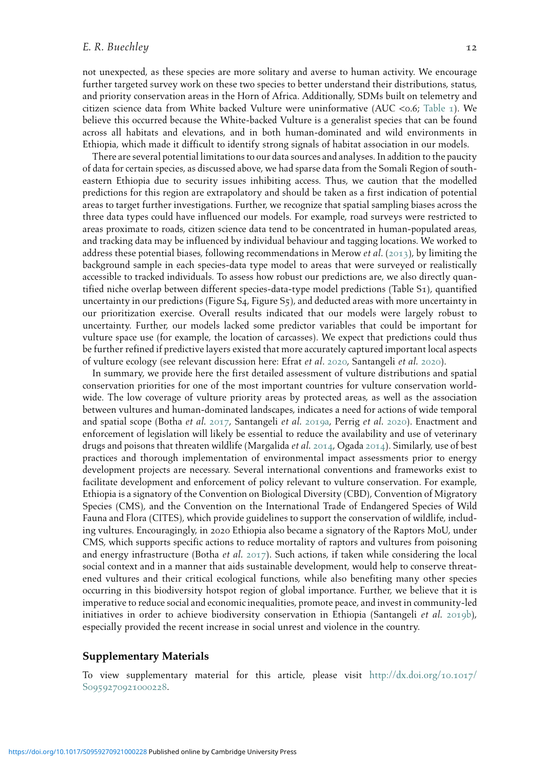not unexpected, as these species are more solitary and averse to human activity. We encourage further targeted survey work on these two species to better understand their distributions, status, and priority conservation areas in the Horn of Africa. Additionally, SDMs built on telemetry and citizen science data from White backed Vulture were uninformative (AUC <0.6; Table 1). We believe this occurred because the White-backed Vulture is a generalist species that can be found across all habitats and elevations, and in both human-dominated and wild environments in Ethiopia, which made it difficult to identify strong signals of habitat association in our models.

There are several potential limitations to our data sources and analyses. In addition to the paucity of data for certain species, as discussed above, we had sparse data from the Somali Region of south-eastern Ethiopia due to security issues inhibiting access. Thus, we caution that the modelled predictions for this region are extrapolatory and should be taken as a first indication of potential areas to target further investigations. Further, we recognize that spatial sampling biases across the three data types could have influenced our models. For example, road surveys were restricted to areas proximate to roads, citizen science data tend to be concentrated in human-populated areas, and tracking data may be influenced by individual behaviour and tagging locations. We worked to address these potential biases, following recommendations in Merow *et al.* (2013), by limiting the background sample in each species-data type model to areas that were surveyed or realistically accessible to tracked individuals. To assess how robust our predictions are, we also directly quantified niche overlap between different species-data-type model predictions (Table S1), quantified uncertainty in our predictions (Figure S4, Figure S5), and deducted areas with more uncertainty in our prioritization exercise. Overall results indicated that our models were largely robust to uncertainty. Further, our models lacked some predictor variables that could be important for vulture space use (for example, the location of carcasses). We expect that predictions could thus be further refined if predictive layers existed that more accurately captured important local aspects of vulture ecology (see relevant discussion here: Efrat *et al.* 2020, Santangeli *et al.* 2020).

In summary, we provide here the first detailed assessment of vulture distributions and spatial conservation priorities for one of the most important countries for vulture conservation worldwide. The low coverage of vulture priority areas by protected areas, as well as the association between vultures and human-dominated landscapes, indicates a need for actions of wide temporal and spatial scope (Botha *et al.* 2017, Santangeli *et al.* 2019a, Perrig *et al.* 2020). Enactment and enforcement of legislation will likely be essential to reduce the availability and use of veterinary drugs and poisons that threaten wildlife (Margalida *et al.* 2014, Ogada 2014). Similarly, use of best practices and thorough implementation of environmental impact assessments prior to energy development projects are necessary. Several international conventions and frameworks exist to facilitate development and enforcement of policy relevant to vulture conservation. For example, Ethiopia is a signatory of the Convention on Biological Diversity (CBD), Convention of Migratory Species (CMS), and the Convention on the International Trade of Endangered Species of Wild Fauna and Flora (CITES), which provide guidelines to support the conservation of wildlife, including vultures. Encouragingly, in 2020 Ethiopia also became a signatory of the Raptors MoU, under CMS, which supports specific actions to reduce mortality of raptors and vultures from poisoning and energy infrastructure (Botha *et al.* 2017). Such actions, if taken while considering the local social context and in a manner that aids sustainable development, would help to conserve threatened vultures and their critical ecological functions, while also benefiting many other species occurring in this biodiversity hotspot region of global importance. Further, we believe that it is imperative to reduce social and economic inequalities, promote peace, and invest in community-led initiatives in order to achieve biodiversity conservation in Ethiopia (Santangeli *et al.* 2019b), especially provided the recent increase in social unrest and violence in the country.

## Supplementary Materials

To view supplementary material for this article, please visit http://dx.doi.org/10.1017/S0959270921000228.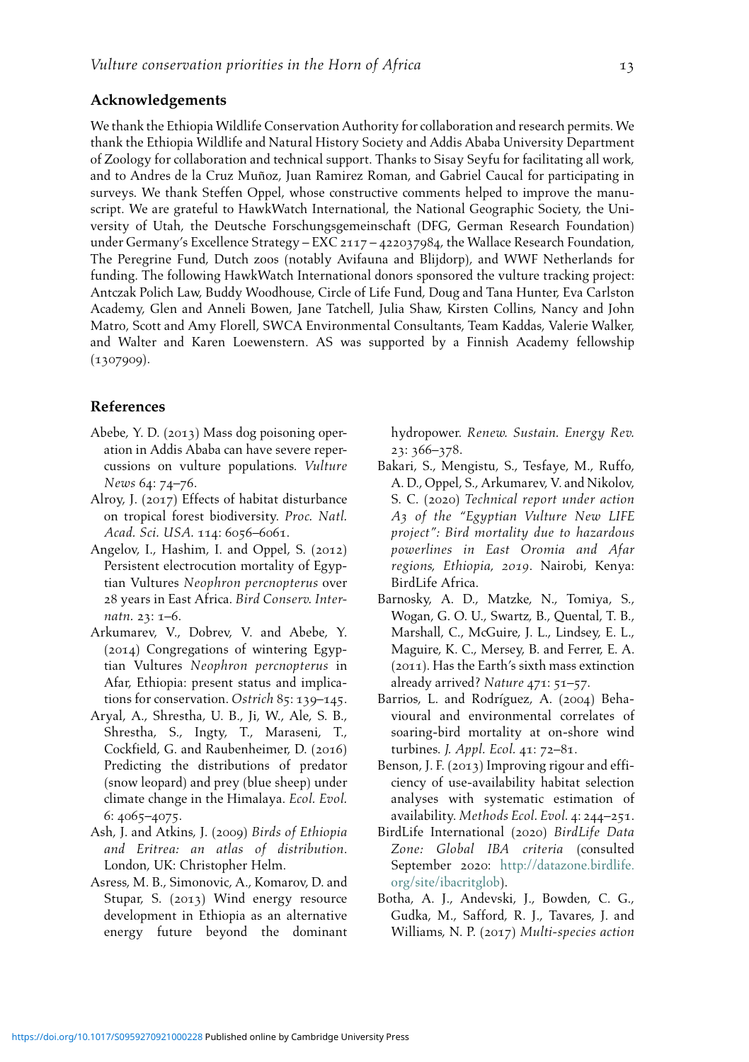## Acknowledgements

We thank the Ethiopia Wildlife Conservation Authority for collaboration and research permits. We thank the Ethiopia Wildlife and Natural History Society and Addis Ababa University Department of Zoology for collaboration and technical support. Thanks to Sisay Seyfu for facilitating all work, and to Andres de la Cruz Muñoz, Juan Ramirez Roman, and Gabriel Caucal for participating in surveys. We thank Steffen Oppel, whose constructive comments helped to improve the manuscript. We are grateful to HawkWatch International, the National Geographic Society, the University of Utah, the Deutsche Forschungsgemeinschaft (DFG, German Research Foundation) under Germany's Excellence Strategy – EXC 2117 – 422037984, the Wallace Research Foundation, The Peregrine Fund, Dutch zoos (notably Avifauna and Blijdorp), and WWF Netherlands for funding. The following HawkWatch International donors sponsored the vulture tracking project: Antczak Polich Law, Buddy Woodhouse, Circle of Life Fund, Doug and Tana Hunter, Eva Carlston Academy, Glen and Anneli Bowen, Jane Tatchell, Julia Shaw, Kirsten Collins, Nancy and John Matro, Scott and Amy Florell, SWCA Environmental Consultants, Team Kaddas, Valerie Walker, and Walter and Karen Loewenstern. AS was supported by a Finnish Academy fellowship (1307909).

## References

Abebe, Y. D. (2013) Mass dog poisoning operation in Addis Ababa can have severe repercussions on vulture populations. *Vulture News* 64: 74–76.

Alroy, J. (2017) Effects of habitat disturbance on tropical forest biodiversity. *Proc. Natl. Acad. Sci. USA.* 114: 6056–6061.

Angelov, I., Hashim, I. and Oppel, S. (2012) Persistent electrocution mortality of Egyptian Vultures *Neophron percnopterus* over 28 years in East Africa. *Bird Conserv. Internatn.* 23: 1–6.

Arkumarev, V., Dobrev, V. and Abebe, Y. (2014) Congregations of wintering Egyptian Vultures *Neophron percnopterus* in Afar, Ethiopia: present status and implications for conservation. *Ostrich* 85: 139–145.

Aryal, A., Shrestha, U. B., Ji, W., Ale, S. B., Shrestha, S., Ingty, T., Maraseni, T., Cockfield, G. and Raubenheimer, D. (2016) Predicting the distributions of predator (snow leopard) and prey (blue sheep) under climate change in the Himalaya. *Ecol. Evol.* 6: 4065–4075.

Ash, J. and Atkins, J. (2009) *Birds of Ethiopia and Eritrea: an atlas of distribution*. London, UK: Christopher Helm.

Asress, M. B., Simonovic, A., Komarov, D. and Stupar, S. (2013) Wind energy resource development in Ethiopia as an alternative energy future beyond the dominant hydropower. *Renew. Sustain. Energy Rev.* 23: 366–378.

Bakari, S., Mengistu, S., Tesfaye, M., Ruffo, A. D., Oppel, S., Arkumarev, V. and Nikolov, S. C. (2020) *Technical report under action A3 of the "Egyptian Vulture New LIFE project": Bird mortality due to hazardous powerlines in East Oromia and Afar regions, Ethiopia, 2019*. Nairobi, Kenya: BirdLife Africa.

Barnosky, A. D., Matzke, N., Tomiya, S., Wogan, G. O. U., Swartz, B., Quental, T. B., Marshall, C., McGuire, J. L., Lindsey, E. L., Maguire, K. C., Mersey, B. and Ferrer, E. A. (2011). Has the Earth's sixth mass extinction already arrived? *Nature* 471: 51–57.

Barrios, L. and Rodríguez, A. (2004) Behavioural and environmental correlates of soaring-bird mortality at on-shore wind turbines. *J. Appl. Ecol.* 41: 72–81.

Benson, J. F. (2013) Improving rigour and efficiency of use-availability habitat selection analyses with systematic estimation of availability. *Methods Ecol. Evol.* 4: 244–251.

BirdLife International (2020) *BirdLife Data Zone: Global IBA criteria* (consulted September 2020: http://datazone.birdlife.org/site/ibacritglob).

Botha, A. J., Andevski, J., Bowden, C. G., Gudka, M., Safford, R. J., Tavares, J. and Williams, N. P. (2017) *Multi-species action*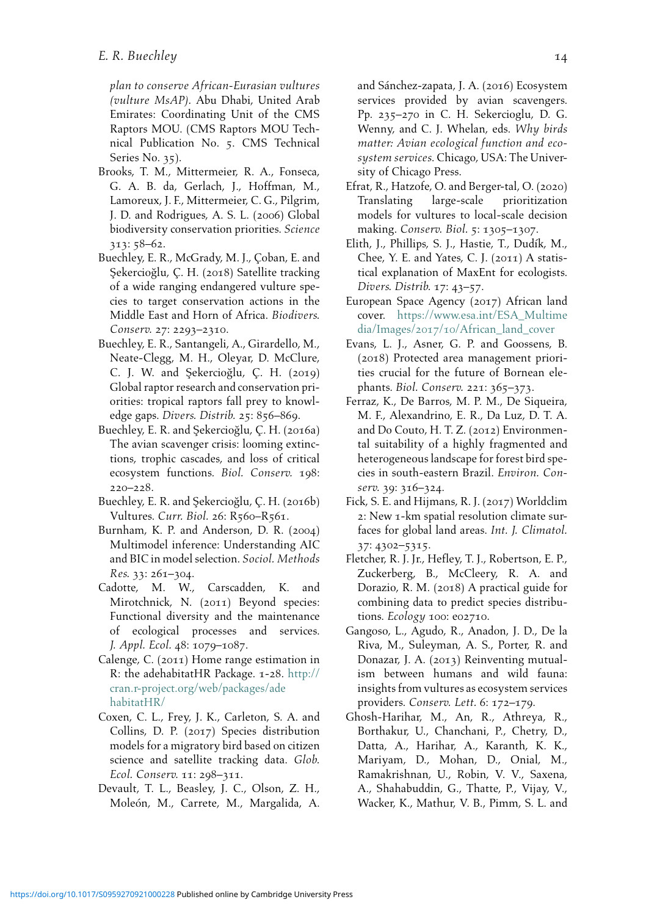*plan to conserve African-Eurasian vultures (vulture MsAP)*. Abu Dhabi, United Arab Emirates: Coordinating Unit of the CMS Raptors MOU. (CMS Raptors MOU Technical Publication No. 5. CMS Technical Series No. 35).

Brooks, T. M., Mittermeier, R. A., Fonseca, G. A. B. da, Gerlach, J., Hoffman, M., Lamoreux, J. F., Mittermeier, C. G., Pilgrim, J. D. and Rodrigues, A. S. L. (2006) Global biodiversity conservation priorities. *Science* 313: 58–62.

Buechley, E. R., McGrady, M. J., Çoban, E. and Şekercioğlu, Ç. H. (2018) Satellite tracking of a wide ranging endangered vulture species to target conservation actions in the Middle East and Horn of Africa. *Biodivers. Conserv.* 27: 2293–2310.

Buechley, E. R., Santangeli, A., Girardello, M., Neate-Clegg, M. H., Oleyar, D. McClure, C. J. W. and Şekercioğlu, Ç. H. (2019) Global raptor research and conservation priorities: tropical raptors fall prey to knowledge gaps. *Divers. Distrib.* 25: 856–869.

Buechley, E. R. and Şekercioğlu, Ç. H. (2016a) The avian scavenger crisis: looming extinctions, trophic cascades, and loss of critical ecosystem functions. *Biol. Conserv.* 198: 220–228.

Buechley, E. R. and Şekercioğlu, Ç. H. (2016b) Vultures. *Curr. Biol.* 26: R560–R561.

Burnham, K. P. and Anderson, D. R. (2004) Multimodel inference: Understanding AIC and BIC in model selection. *Sociol. Methods Res.* 33: 261–304.

Cadotte, M. W., Carscadden, K. and Mirotchnick, N. (2011) Beyond species: Functional diversity and the maintenance of ecological processes and services. *J. Appl. Ecol.* 48: 1079–1087.

Calenge, C. (2011) Home range estimation in R: the adehabitatHR Package. 1-28. http://cran.r-project.org/web/packages/adehabitatHR/

Coxen, C. L., Frey, J. K., Carleton, S. A. and Collins, D. P. (2017) Species distribution models for a migratory bird based on citizen science and satellite tracking data. *Glob. Ecol. Conserv.* 11: 298–311.

Devault, T. L., Beasley, J. C., Olson, Z. H., Moleón, M., Carrete, M., Margalida, A. and Sánchez-zapata, J. A. (2016) Ecosystem services provided by avian scavengers. Pp. 235–270 in C. H. Sekercioglu, D. G. Wenny, and C. J. Whelan, eds. *Why birds matter: Avian ecological function and ecosystem services*. Chicago, USA: The University of Chicago Press.

Efrat, R., Hatzofe, O. and Berger-tal, O. (2020) Translating large-scale prioritization models for vultures to local-scale decision making. *Conserv. Biol.* 5: 1305–1307.

Elith, J., Phillips, S. J., Hastie, T., Dudík, M., Chee, Y. E. and Yates, C. J. (2011) A statistical explanation of MaxEnt for ecologists. *Divers. Distrib.* 17: 43–57.

European Space Agency (2017) African land cover. https://www.esa.int/ESA_Multimedia/Images/2017/10/African_land_cover

Evans, L. J., Asner, G. P. and Goossens, B. (2018) Protected area management priorities crucial for the future of Bornean elephants. *Biol. Conserv.* 221: 365–373.

Ferraz, K., De Barros, M. P. M., De Siqueira, M. F., Alexandrino, E. R., Da Luz, D. T. A. and Do Couto, H. T. Z. (2012) Environmental suitability of a highly fragmented and heterogeneous landscape for forest bird species in south-eastern Brazil. *Environ. Conserv.* 39: 316–324.

Fick, S. E. and Hijmans, R. J. (2017) Worldclim 2: New 1-km spatial resolution climate surfaces for global land areas. *Int. J. Climatol.* 37: 4302–5315.

Fletcher, R. J. Jr., Hefley, T. J., Robertson, E. P., Zuckerberg, B., McCleery, R. A. and Dorazio, R. M. (2018) A practical guide for combining data to predict species distributions. *Ecology* 100: e02710.

Gangoso, L., Agudo, R., Anadon, J. D., De la Riva, M., Suleyman, A. S., Porter, R. and Donazar, J. A. (2013) Reinventing mutualism between humans and wild fauna: insights from vultures as ecosystem services providers. *Conserv. Lett.* 6: 172–179.

Ghosh-Harihar, M., An, R., Athreya, R., Borthakur, U., Chanchani, P., Chetry, D., Datta, A., Harihar, A., Karanth, K. K., Mariyam, D., Mohan, D., Onial, M., Ramakrishnan, U., Robin, V. V., Saxena, A., Shahabuddin, G., Thatte, P., Vijay, V., Wacker, K., Mathur, V. B., Pimm, S. L. and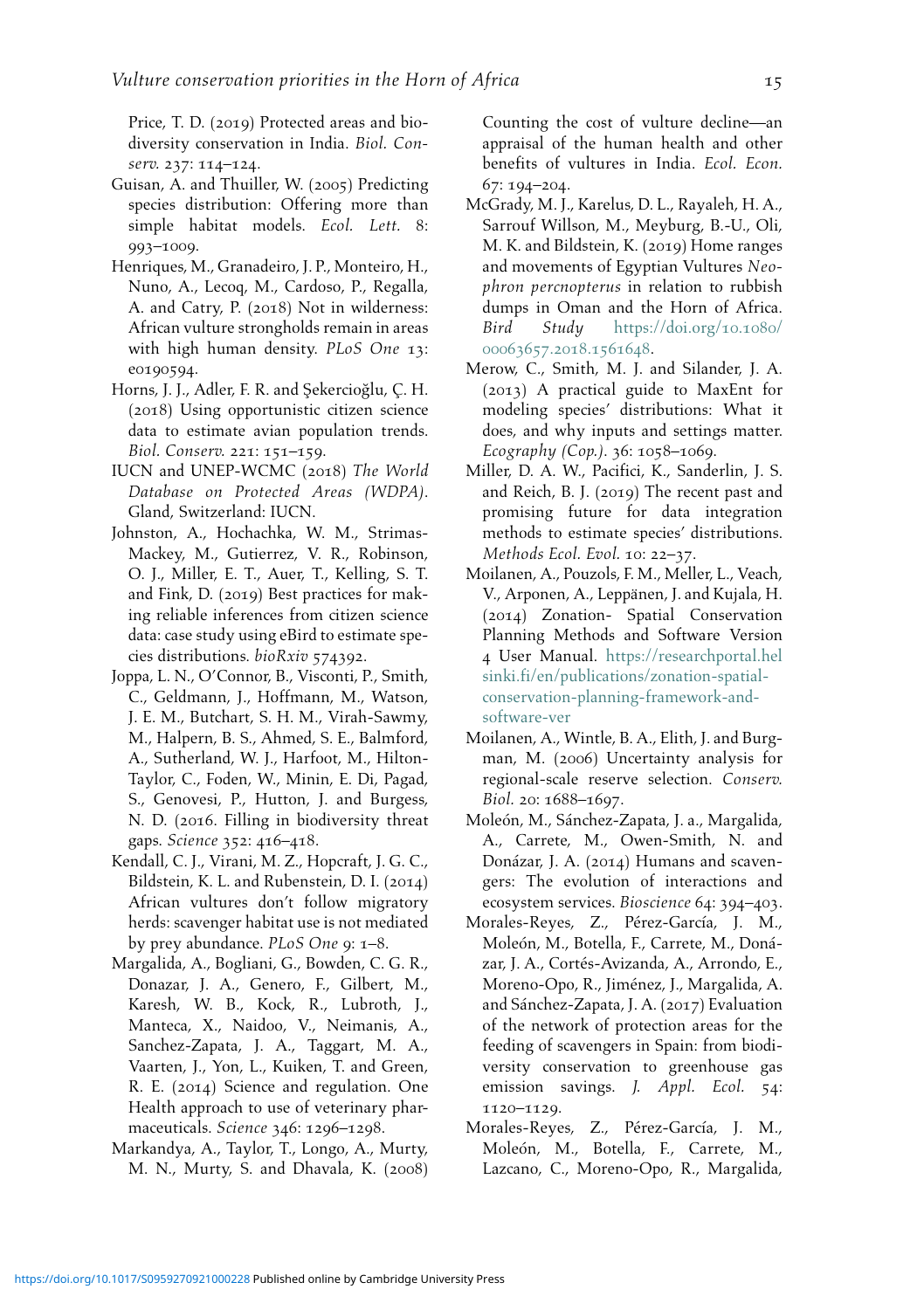Price, T. D. (2019) Protected areas and biodiversity conservation in India. *Biol. Conserv.* 237: 114–124.

Guisan, A. and Thuiller, W. (2005) Predicting species distribution: Offering more than simple habitat models. *Ecol. Lett.* 8: 993–1009.

Henriques, M., Granadeiro, J. P., Monteiro, H., Nuno, A., Lecoq, M., Cardoso, P., Regalla, A. and Catry, P. (2018) Not in wilderness: African vulture strongholds remain in areas with high human density. *PLoS One* 13: e0190594.

Horns, J. J., Adler, F. R. and Şekercioğlu, Ç. H. (2018) Using opportunistic citizen science data to estimate avian population trends. *Biol. Conserv.* 221: 151–159.

IUCN and UNEP-WCMC (2018) *The World Database on Protected Areas (WDPA)*. Gland, Switzerland: IUCN.

Johnston, A., Hochachka, W. M., Strimas-Mackey, M., Gutierrez, V. R., Robinson, O. J., Miller, E. T., Auer, T., Kelling, S. T. and Fink, D. (2019) Best practices for making reliable inferences from citizen science data: case study using eBird to estimate species distributions. *bioRxiv* 574392.

Joppa, L. N., O'Connor, B., Visconti, P., Smith, C., Geldmann, J., Hoffmann, M., Watson, J. E. M., Butchart, S. H. M., Virah-Sawmy, M., Halpern, B. S., Ahmed, S. E., Balmford, A., Sutherland, W. J., Harfoot, M., Hilton-Taylor, C., Foden, W., Minin, E. Di, Pagad, S., Genovesi, P., Hutton, J. and Burgess, N. D. (2016. Filling in biodiversity threat gaps. *Science* 352: 416–418.

Kendall, C. J., Virani, M. Z., Hopcraft, J. G. C., Bildstein, K. L. and Rubenstein, D. I. (2014) African vultures don't follow migratory herds: scavenger habitat use is not mediated by prey abundance. *PLoS One* 9: 1–8.

Margalida, A., Bogliani, G., Bowden, C. G. R., Donazar, J. A., Genero, F., Gilbert, M., Karesh, W. B., Kock, R., Lubroth, J., Manteca, X., Naidoo, V., Neimanis, A., Sanchez-Zapata, J. A., Taggart, M. A., Vaarten, J., Yon, L., Kuiken, T. and Green, R. E. (2014) Science and regulation. One Health approach to use of veterinary pharmaceuticals. *Science* 346: 1296–1298.

Markandya, A., Taylor, T., Longo, A., Murty, M. N., Murty, S. and Dhavala, K. (2008) Counting the cost of vulture decline—an appraisal of the human health and other benefits of vultures in India. *Ecol. Econ.* 67: 194–204.

McGrady, M. J., Karelus, D. L., Rayaleh, H. A., Sarrouf Willson, M., Meyburg, B.-U., Oli, M. K. and Bildstein, K. (2019) Home ranges and movements of Egyptian Vultures *Neophron percnopterus* in relation to rubbish dumps in Oman and the Horn of Africa. *Bird Study* https://doi.org/10.1080/00063657.2018.1561648.

Merow, C., Smith, M. J. and Silander, J. A. (2013) A practical guide to MaxEnt for modeling species' distributions: What it does, and why inputs and settings matter. *Ecography (Cop.)*. 36: 1058–1069.

Miller, D. A. W., Pacifici, K., Sanderlin, J. S. and Reich, B. J. (2019) The recent past and promising future for data integration methods to estimate species' distributions. *Methods Ecol. Evol.* 10: 22–37.

Moilanen, A., Pouzols, F. M., Meller, L., Veach, V., Arponen, A., Leppänen, J. and Kujala, H. (2014) Zonation- Spatial Conservation Planning Methods and Software Version 4 User Manual. https://researchportal.helsinki.fi/en/publications/zonation-spatial-conservation-planning-framework-and-software-ver

Moilanen, A., Wintle, B. A., Elith, J. and Burgman, M. (2006) Uncertainty analysis for regional-scale reserve selection. *Conserv. Biol.* 20: 1688–1697.

Moleón, M., Sánchez-Zapata, J. a., Margalida, A., Carrete, M., Owen-Smith, N. and Donázar, J. A. (2014) Humans and scavengers: The evolution of interactions and ecosystem services. *Bioscience* 64: 394–403.

Morales-Reyes, Z., Pérez-García, J. M., Moleón, M., Botella, F., Carrete, M., Donázar, J. A., Cortés-Avizanda, A., Arrondo, E., Moreno-Opo, R., Jiménez, J., Margalida, A. and Sánchez-Zapata, J. A. (2017) Evaluation of the network of protection areas for the feeding of scavengers in Spain: from biodiversity conservation to greenhouse gas emission savings. *J. Appl. Ecol.* 54: 1120–1129.

Morales-Reyes, Z., Pérez-García, J. M., Moleón, M., Botella, F., Carrete, M., Lazcano, C., Moreno-Opo, R., Margalida,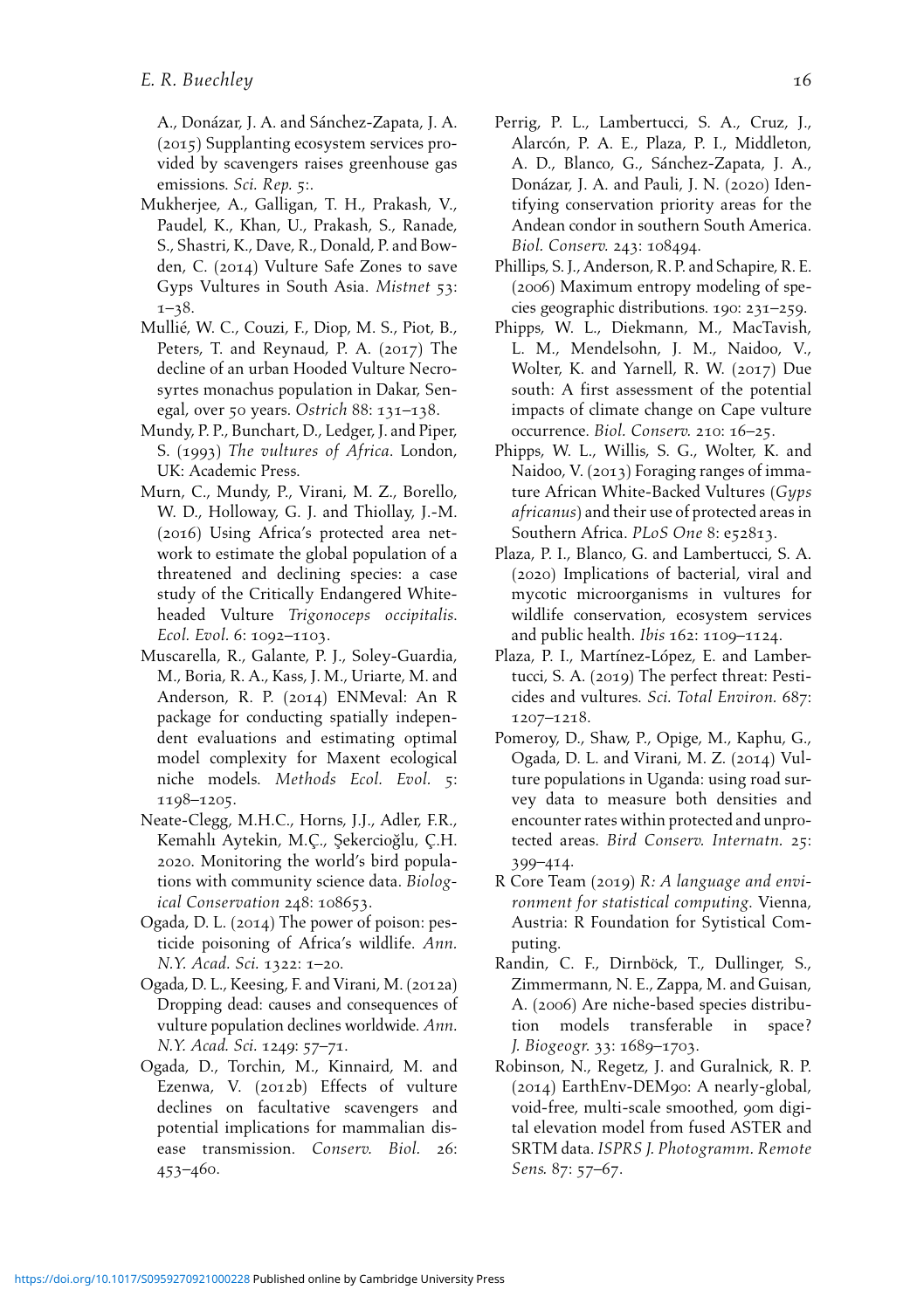A., Donázar, J. A. and Sánchez-Zapata, J. A. (2015) Supplanting ecosystem services provided by scavengers raises greenhouse gas emissions. *Sci. Rep.* 5:.

Mukherjee, A., Galligan, T. H., Prakash, V., Paudel, K., Khan, U., Prakash, S., Ranade, S., Shastri, K., Dave, R., Donald, P. and Bowden, C. (2014) Vulture Safe Zones to save Gyps Vultures in South Asia. *Mistnet* 53: 1–38.

Mullié, W. C., Couzi, F., Diop, M. S., Piot, B., Peters, T. and Reynaud, P. A. (2017) The decline of an urban Hooded Vulture Necrosyrtes monachus population in Dakar, Senegal, over 50 years. *Ostrich* 88: 131–138.

Mundy, P. P., Bunchart, D., Ledger, J. and Piper, S. (1993) *The vultures of Africa*. London, UK: Academic Press.

Murn, C., Mundy, P., Virani, M. Z., Borello, W. D., Holloway, G. J. and Thiollay, J.-M. (2016) Using Africa's protected area network to estimate the global population of a threatened and declining species: a case study of the Critically Endangered White-headed Vulture *Trigonoceps occipitalis*. *Ecol. Evol.* 6: 1092–1103.

Muscarella, R., Galante, P. J., Soley-Guardia, M., Boria, R. A., Kass, J. M., Uriarte, M. and Anderson, R. P. (2014) ENMeval: An R package for conducting spatially independent evaluations and estimating optimal model complexity for Maxent ecological niche models. *Methods Ecol. Evol.* 5: 1198–1205.

Neate-Clegg, M.H.C., Horns, J.J., Adler, F.R., Kemahlı Aytekin, M.Ç., Şekercioğlu, Ç.H. 2020. Monitoring the world's bird populations with community science data. *Biological Conservation* 248: 108653.

Ogada, D. L. (2014) The power of poison: pesticide poisoning of Africa's wildlife. *Ann. N.Y. Acad. Sci.* 1322: 1–20.

Ogada, D. L., Keesing, F. and Virani, M. (2012a) Dropping dead: causes and consequences of vulture population declines worldwide. *Ann. N.Y. Acad. Sci.* 1249: 57–71.

Ogada, D., Torchin, M., Kinnaird, M. and Ezenwa, V. (2012b) Effects of vulture declines on facultative scavengers and potential implications for mammalian disease transmission. *Conserv. Biol.* 26: 453–460.

Perrig, P. L., Lambertucci, S. A., Cruz, J., Alarcón, P. A. E., Plaza, P. I., Middleton, A. D., Blanco, G., Sánchez-Zapata, J. A., Donázar, J. A. and Pauli, J. N. (2020) Identifying conservation priority areas for the Andean condor in southern South America. *Biol. Conserv.* 243: 108494.

Phillips, S. J., Anderson, R. P. and Schapire, R. E. (2006) Maximum entropy modeling of species geographic distributions. 190: 231–259.

Phipps, W. L., Diekmann, M., MacTavish, L. M., Mendelsohn, J. M., Naidoo, V., Wolter, K. and Yarnell, R. W. (2017) Due south: A first assessment of the potential impacts of climate change on Cape vulture occurrence. *Biol. Conserv.* 210: 16–25.

Phipps, W. L., Willis, S. G., Wolter, K. and Naidoo, V. (2013) Foraging ranges of immature African White-Backed Vultures (*Gyps africanus*) and their use of protected areas in Southern Africa. *PLoS One* 8: e52813.

Plaza, P. I., Blanco, G. and Lambertucci, S. A. (2020) Implications of bacterial, viral and mycotic microorganisms in vultures for wildlife conservation, ecosystem services and public health. *Ibis* 162: 1109–1124.

Plaza, P. I., Martínez-López, E. and Lambertucci, S. A. (2019) The perfect threat: Pesticides and vultures. *Sci. Total Environ.* 687: 1207–1218.

Pomeroy, D., Shaw, P., Opige, M., Kaphu, G., Ogada, D. L. and Virani, M. Z. (2014) Vulture populations in Uganda: using road survey data to measure both densities and encounter rates within protected and unprotected areas. *Bird Conserv. Internatn.* 25: 399–414.

R Core Team (2019) *R: A language and environment for statistical computing*. Vienna, Austria: R Foundation for Sytistical Computing.

Randin, C. F., Dirnböck, T., Dullinger, S., Zimmermann, N. E., Zappa, M. and Guisan, A. (2006) Are niche-based species distribution models transferable in space? *J. Biogeogr.* 33: 1689–1703.

Robinson, N., Regetz, J. and Guralnick, R. P. (2014) EarthEnv-DEM90: A nearly-global, void-free, multi-scale smoothed, 90m digital elevation model from fused ASTER and SRTM data. *ISPRS J. Photogramm. Remote Sens.* 87: 57–67.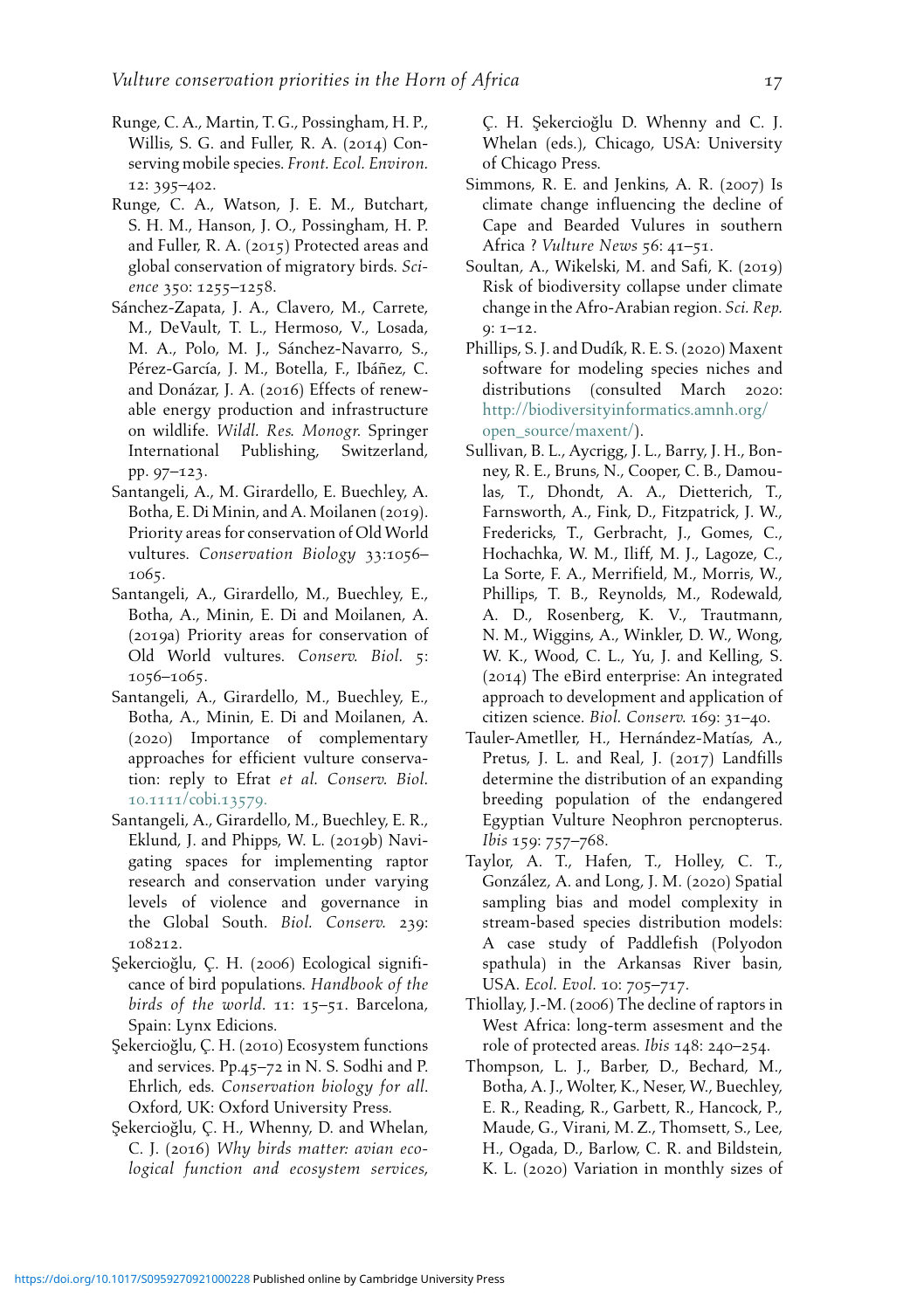Runge, C. A., Martin, T. G., Possingham, H. P., Willis, S. G. and Fuller, R. A. (2014) Conserving mobile species. *Front. Ecol. Environ.* 12: 395–402.

Runge, C. A., Watson, J. E. M., Butchart, S. H. M., Hanson, J. O., Possingham, H. P. and Fuller, R. A. (2015) Protected areas and global conservation of migratory birds. *Science* 350: 1255–1258.

Sánchez-Zapata, J. A., Clavero, M., Carrete, M., DeVault, T. L., Hermoso, V., Losada, M. A., Polo, M. J., Sánchez-Navarro, S., Pérez-García, J. M., Botella, F., Ibáñez, C. and Donázar, J. A. (2016) Effects of renewable energy production and infrastructure on wildlife. *Wildl. Res. Monogr.* Springer International Publishing, Switzerland, pp. 97–123.

Santangeli, A., M. Girardello, E. Buechley, A. Botha, E. Di Minin, and A. Moilanen (2019). Priority areas for conservation of Old World vultures. *Conservation Biology* 33:1056–1065.

Santangeli, A., Girardello, M., Buechley, E., Botha, A., Minin, E. Di and Moilanen, A. (2019a) Priority areas for conservation of Old World vultures. *Conserv. Biol.* 5: 1056–1065.

Santangeli, A., Girardello, M., Buechley, E., Botha, A., Minin, E. Di and Moilanen, A. (2020) Importance of complementary approaches for efficient vulture conservation: reply to Efrat *et al. Conserv. Biol.* 10.1111/cobi.13579.

Santangeli, A., Girardello, M., Buechley, E. R., Eklund, J. and Phipps, W. L. (2019b) Navigating spaces for implementing raptor research and conservation under varying levels of violence and governance in the Global South. *Biol. Conserv.* 239: 108212.

Şekercioğlu, Ç. H. (2006) Ecological significance of bird populations. *Handbook of the birds of the world.* 11: 15–51. Barcelona, Spain: Lynx Edicions.

Şekercioğlu, Ç. H. (2010) Ecosystem functions and services. Pp.45–72 in N. S. Sodhi and P. Ehrlich, eds. *Conservation biology for all.* Oxford, UK: Oxford University Press.

Şekercioğlu, Ç. H., Whenny, D. and Whelan, C. J. (2016) *Why birds matter: avian ecological function and ecosystem services*, Ç. H. Şekercioğlu D. Whenny and C. J. Whelan (eds.), Chicago, USA: University of Chicago Press.

Simmons, R. E. and Jenkins, A. R. (2007) Is climate change influencing the decline of Cape and Bearded Vultures in southern Africa ? *Vulture News* 56: 41–51.

Soultan, A., Wikelski, M. and Safi, K. (2019) Risk of biodiversity collapse under climate change in the Afro-Arabian region. *Sci. Rep.* 9: 1–12.

Phillips, S. J. and Dudík, R. E. S. (2020) Maxent software for modeling species niches and distributions (consulted March 2020: http://biodiversityinformatics.amnh.org/open_source/maxent/).

Sullivan, B. L., Aycrigg, J. L., Barry, J. H., Bonney, R. E., Bruns, N., Cooper, C. B., Damoulas, T., Dhondt, A. A., Dietterich, T., Farnsworth, A., Fink, D., Fitzpatrick, J. W., Fredericks, T., Gerbracht, J., Gomes, C., Hochachka, W. M., Iliff, M. J., Lagoze, C., La Sorte, F. A., Merrifield, M., Morris, W., Phillips, T. B., Reynolds, M., Rodewald, A. D., Rosenberg, K. V., Trautmann, N. M., Wiggins, A., Winkler, D. W., Wong, W. K., Wood, C. L., Yu, J. and Kelling, S. (2014) The eBird enterprise: An integrated approach to development and application of citizen science. *Biol. Conserv.* 169: 31–40.

Tauler-Ametller, H., Hernández-Matías, A., Pretus, J. L. and Real, J. (2017) Landfills determine the distribution of an expanding breeding population of the endangered Egyptian Vulture Neophron percnopterus. *Ibis* 159: 757–768.

Taylor, A. T., Hafen, T., Holley, C. T., González, A. and Long, J. M. (2020) Spatial sampling bias and model complexity in stream-based species distribution models: A case study of Paddlefish (Polyodon spathula) in the Arkansas River basin, USA. *Ecol. Evol.* 10: 705–717.

Thiollay, J.-M. (2006) The decline of raptors in West Africa: long-term assesment and the role of protected areas. *Ibis* 148: 240–254.

Thompson, L. J., Barber, D., Bechard, M., Botha, A. J., Wolter, K., Neser, W., Buechley, E. R., Reading, R., Garbett, R., Hancock, P., Maude, G., Virani, M. Z., Thomsett, S., Lee, H., Ogada, D., Barlow, C. R. and Bildstein, K. L. (2020) Variation in monthly sizes of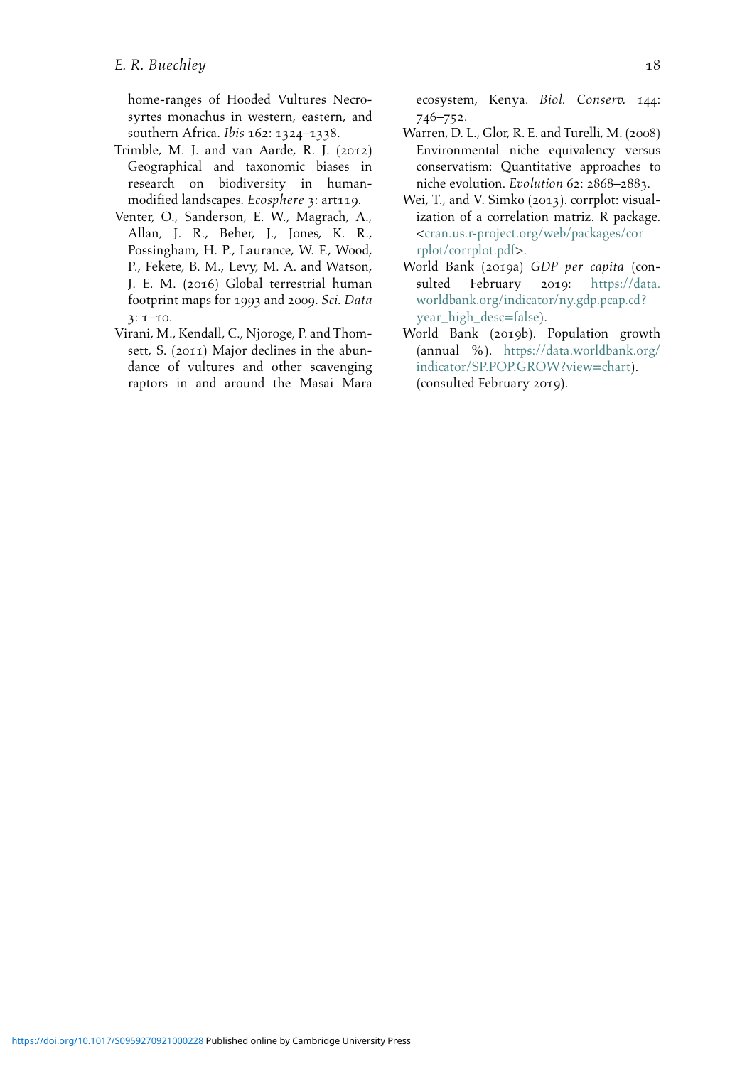home-ranges of Hooded Vultures Necrosyrtes monachus in western, eastern, and southern Africa. *Ibis* 162: 1324–1338.

Trimble, M. J. and van Aarde, R. J. (2012) Geographical and taxonomic biases in research on biodiversity in human-modified landscapes. *Ecosphere* 3: art119.

Venter, O., Sanderson, E. W., Magrach, A., Allan, J. R., Beher, J., Jones, K. R., Possingham, H. P., Laurance, W. F., Wood, P., Fekete, B. M., Levy, M. A. and Watson, J. E. M. (2016) Global terrestrial human footprint maps for 1993 and 2009. *Sci. Data* 3: 1–10.

Virani, M., Kendall, C., Njoroge, P. and Thomsett, S. (2011) Major declines in the abundance of vultures and other scavenging raptors in and around the Masai Mara ecosystem, Kenya. *Biol. Conserv.* 144: 746–752.

Warren, D. L., Glor, R. E. and Turelli, M. (2008) Environmental niche equivalency versus conservatism: Quantitative approaches to niche evolution. *Evolution* 62: 2868–2883.

Wei, T., and V. Simko (2013). corrplot: visualization of a correlation matriz. R package. <cran.us.r-project.org/web/packages/corrplot/corrplot.pdf>.

World Bank (2019a) *GDP per capita* (consulted February 2019: https://data.worldbank.org/indicator/ny.gdp.pcap.cd?year_high_desc=false).

World Bank (2019b). Population growth (annual %). https://data.worldbank.org/indicator/SP.POP.GROW?view=chart). (consulted February 2019).